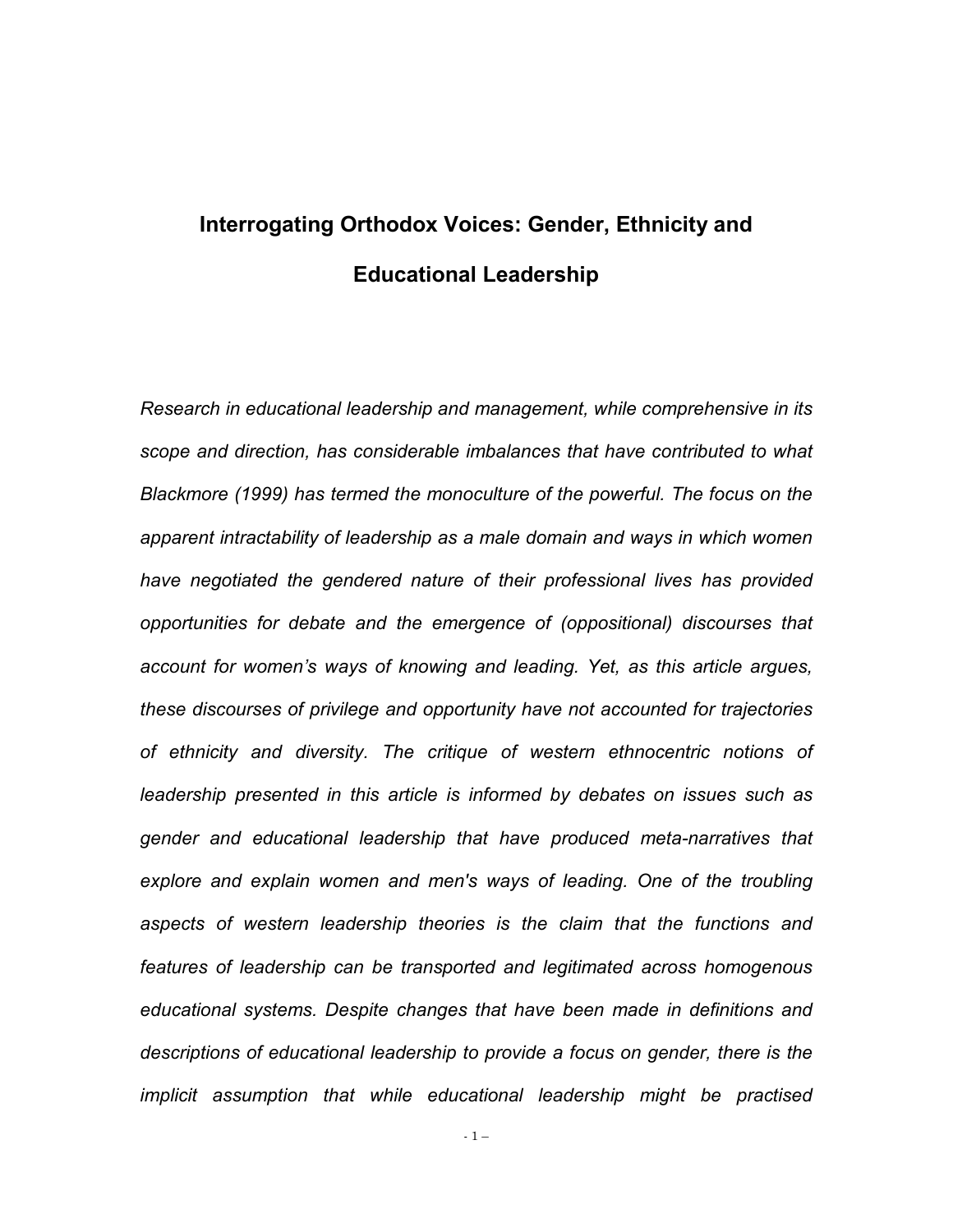# Interrogating Orthodox Voices: Gender, Ethnicity and Educational Leadership

*Research in educational leadership and management, while comprehensive in its scope and direction, has considerable imbalances that have contributed to what Blackmore (1999) has termed the monoculture of the powerful. The focus on the apparent intractability of leadership as a male domain and ways in which women have negotiated the gendered nature of their professional lives has provided opportunities for debate and the emergence of (oppositional) discourses that account for women's ways of knowing and leading. Yet, as this article argues, these discourses of privilege and opportunity have not accounted for trajectories of ethnicity and diversity. The critique of western ethnocentric notions of leadership presented in this article is informed by debates on issues such as gender and educational leadership that have produced meta-narratives that explore and explain women and men's ways of leading. One of the troubling aspects of western leadership theories is the claim that the functions and features of leadership can be transported and legitimated across homogenous educational systems. Despite changes that have been made in definitions and descriptions of educational leadership to provide a focus on gender, there is the implicit assumption that while educational leadership might be practised*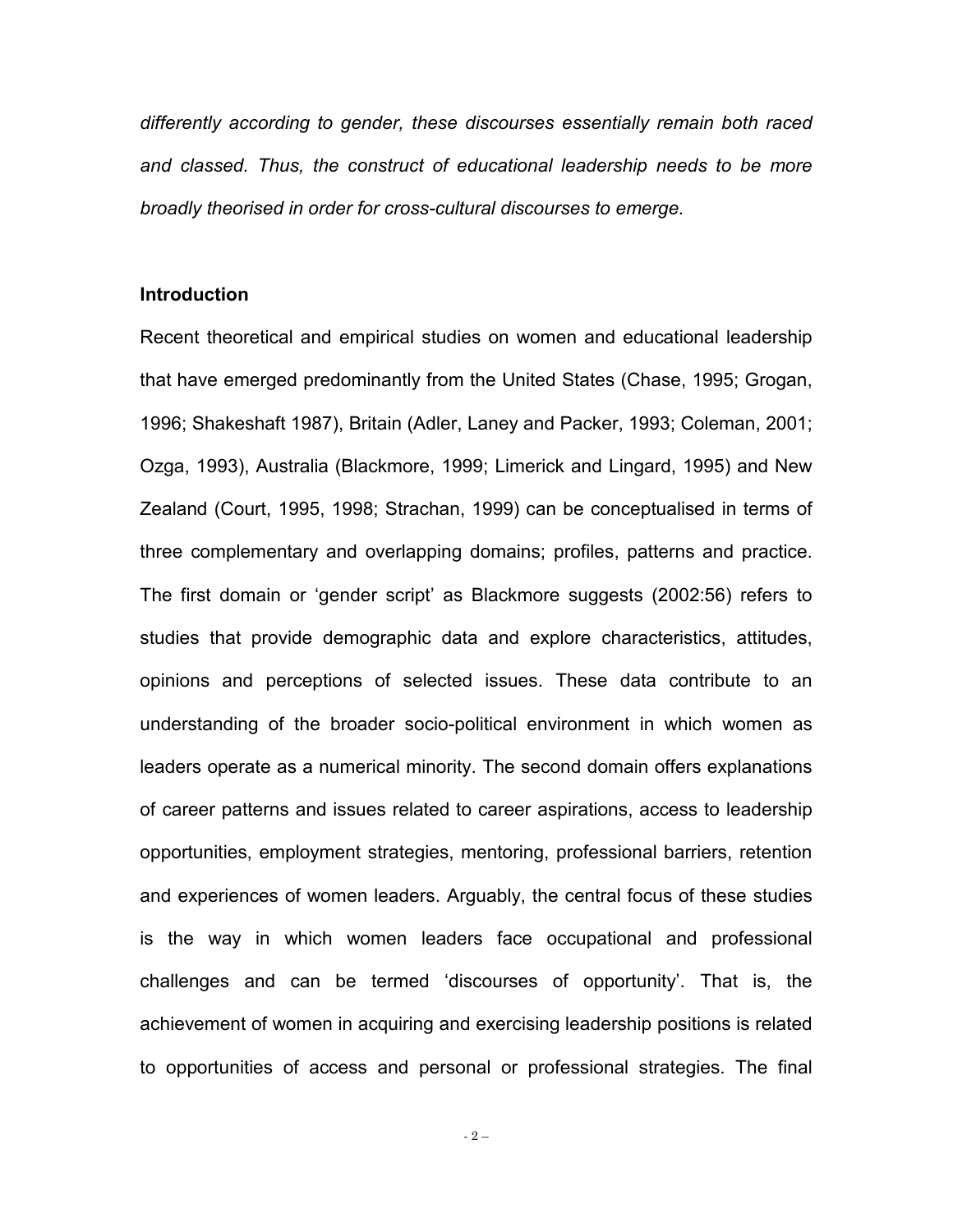*differently according to gender, these discourses essentially remain both raced and classed. Thus, the construct of educational leadership needs to be more broadly theorised in order for cross-cultural discourses to emerge.*

## Introduction

Recent theoretical and empirical studies on women and educational leadership that have emerged predominantly from the United States (Chase, 1995; Grogan, 1996; Shakeshaft 1987), Britain (Adler, Laney and Packer, 1993; Coleman, 2001; Ozga, 1993), Australia (Blackmore, 1999; Limerick and Lingard, 1995) and New Zealand (Court, 1995, 1998; Strachan, 1999) can be conceptualised in terms of three complementary and overlapping domains; profiles, patterns and practice. The first domain or 'gender script' as Blackmore suggests (2002:56) refers to studies that provide demographic data and explore characteristics, attitudes, opinions and perceptions of selected issues. These data contribute to an understanding of the broader socio-political environment in which women as leaders operate as a numerical minority. The second domain offers explanations of career patterns and issues related to career aspirations, access to leadership opportunities, employment strategies, mentoring, professional barriers, retention and experiences of women leaders. Arguably, the central focus of these studies is the way in which women leaders face occupational and professional challenges and can be termed 'discourses of opportunity'. That is, the achievement of women in acquiring and exercising leadership positions is related to opportunities of access and personal or professional strategies. The final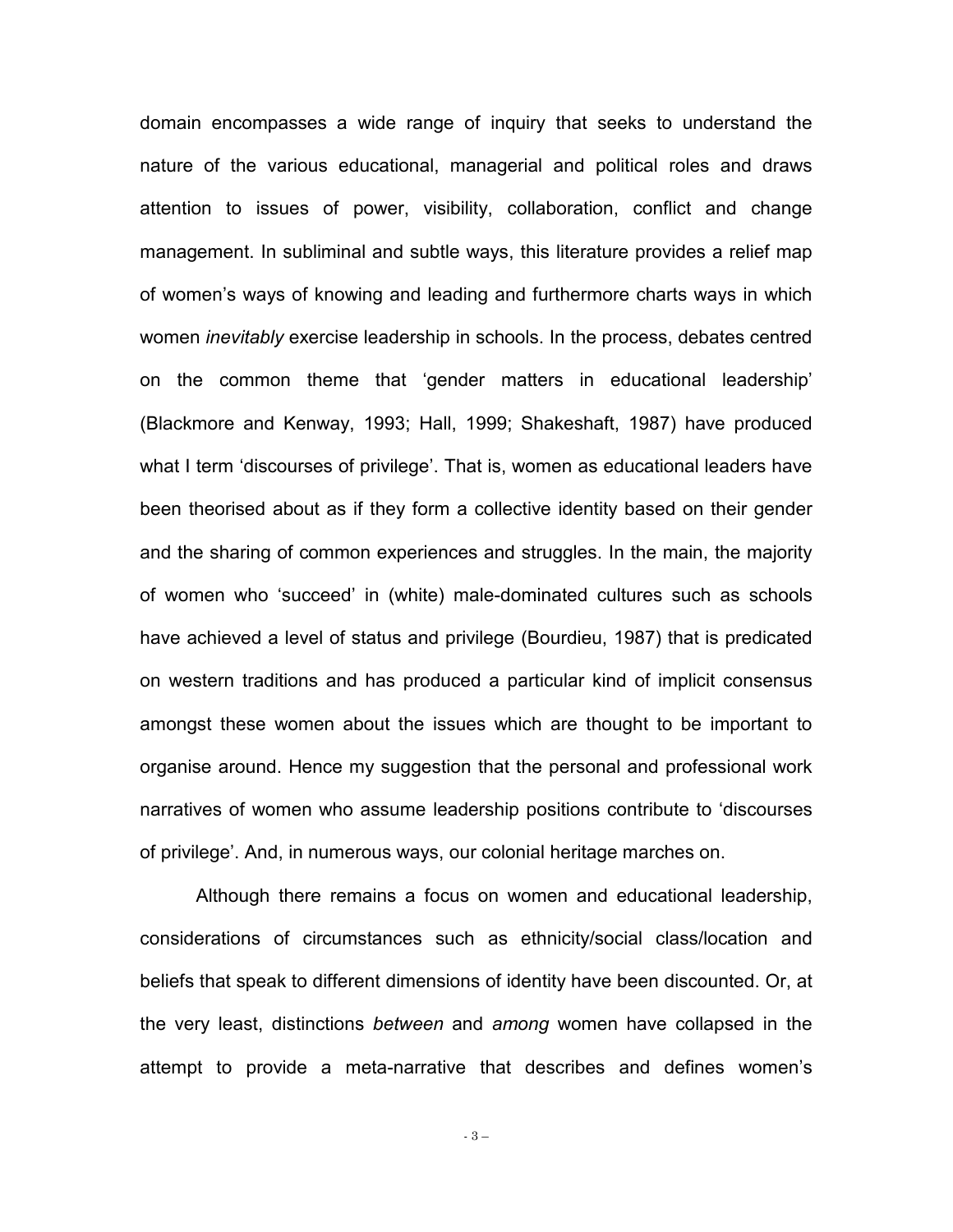domain encompasses a wide range of inquiry that seeks to understand the nature of the various educational, managerial and political roles and draws attention to issues of power, visibility, collaboration, conflict and change management. In subliminal and subtle ways, this literature provides a relief map of women's ways of knowing and leading and furthermore charts ways in which women *inevitably* exercise leadership in schools. In the process, debates centred on the common theme that 'gender matters in educational leadership' (Blackmore and Kenway, 1993; Hall, 1999; Shakeshaft, 1987) have produced what I term 'discourses of privilege'. That is, women as educational leaders have been theorised about as if they form a collective identity based on their gender and the sharing of common experiences and struggles. In the main, the majority of women who 'succeed' in (white) male-dominated cultures such as schools have achieved a level of status and privilege (Bourdieu, 1987) that is predicated on western traditions and has produced a particular kind of implicit consensus amongst these women about the issues which are thought to be important to organise around. Hence my suggestion that the personal and professional work narratives of women who assume leadership positions contribute to 'discourses of privilege'. And, in numerous ways, our colonial heritage marches on.

Although there remains a focus on women and educational leadership, considerations of circumstances such as ethnicity/social class/location and beliefs that speak to different dimensions of identity have been discounted. Or, at the very least, distinctions *between* and *among* women have collapsed in the attempt to provide a meta-narrative that describes and defines women's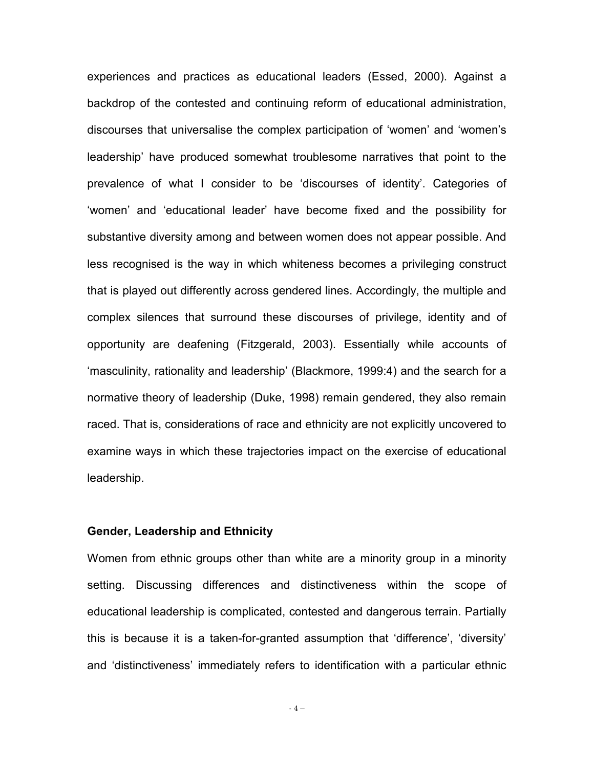experiences and practices as educational leaders (Essed, 2000). Against a backdrop of the contested and continuing reform of educational administration, discourses that universalise the complex participation of 'women' and 'women's leadership' have produced somewhat troublesome narratives that point to the prevalence of what I consider to be 'discourses of identity'. Categories of 'women' and 'educational leader' have become fixed and the possibility for substantive diversity among and between women does not appear possible. And less recognised is the way in which whiteness becomes a privileging construct that is played out differently across gendered lines. Accordingly, the multiple and complex silences that surround these discourses of privilege, identity and of opportunity are deafening (Fitzgerald, 2003). Essentially while accounts of 'masculinity, rationality and leadership' (Blackmore, 1999:4) and the search for a normative theory of leadership (Duke, 1998) remain gendered, they also remain raced. That is, considerations of race and ethnicity are not explicitly uncovered to examine ways in which these trajectories impact on the exercise of educational leadership.

**Gender, Leadership and Ethnicity**

Women from ethnic groups other than white are a minority group in a minority setting. Discussing differences and distinctiveness within the scope of educational leadership is complicated, contested and dangerous terrain. Partially this is because it is a taken-for-granted assumption that 'difference', 'diversity' and 'distinctiveness' immediately refers to identification with a particular ethnic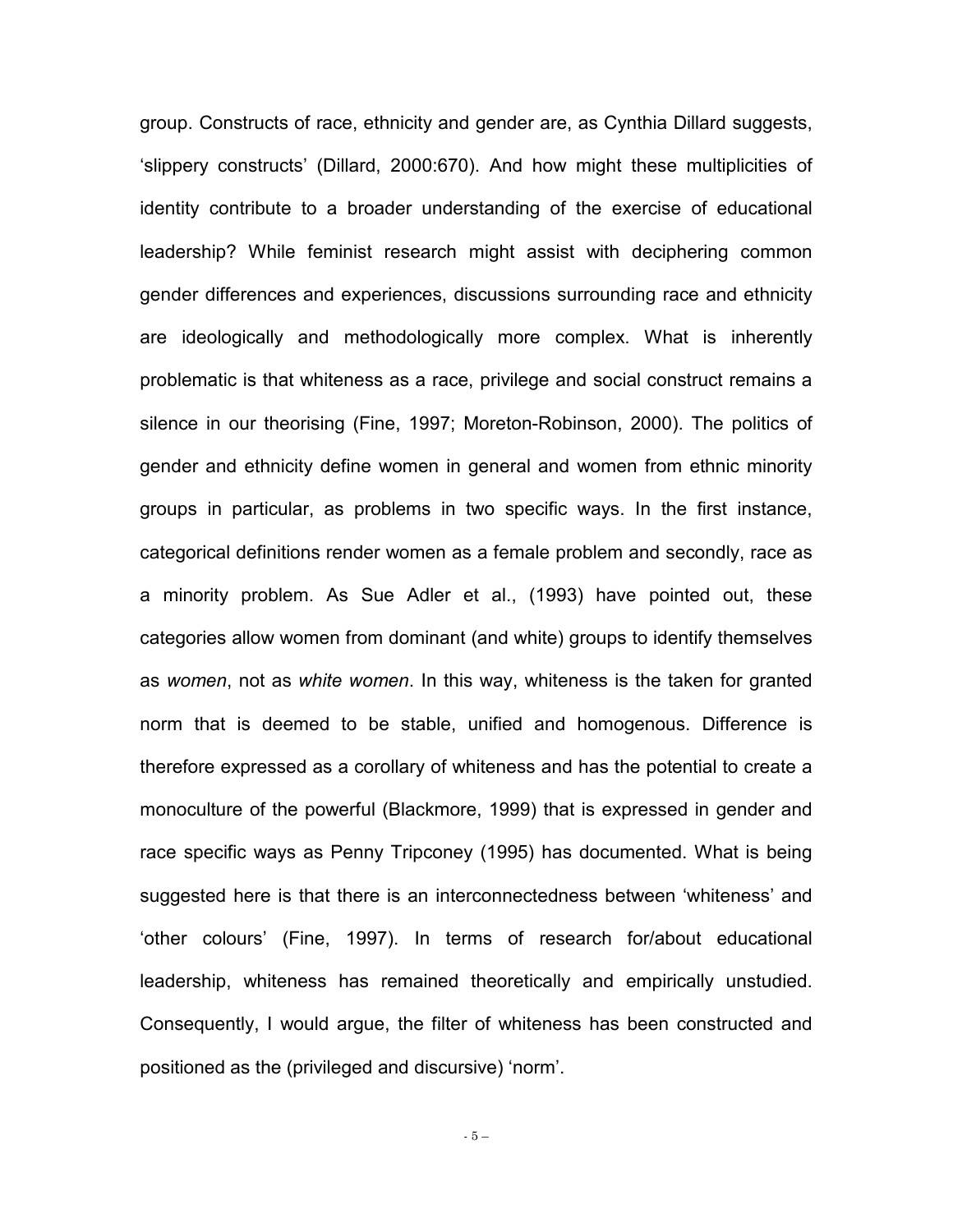group. Constructs of race, ethnicity and gender are, as Cynthia Dillard suggests, 'slippery constructs' (Dillard, 2000:670). And how might these multiplicities of identity contribute to a broader understanding of the exercise of educational leadership? While feminist research might assist with deciphering common gender differences and experiences, discussions surrounding race and ethnicity are ideologically and methodologically more complex. What is inherently problematic is that whiteness as a race, privilege and social construct remains a silence in our theorising (Fine, 1997; Moreton-Robinson, 2000). The politics of gender and ethnicity define women in general and women from ethnic minority groups in particular, as problems in two specific ways. In the first instance, categorical definitions render women as a female problem and secondly, race as a minority problem. As Sue Adler et al., (1993) have pointed out, these categories allow women from dominant (and white) groups to identify themselves as *women*, not as *white women*. In this way, whiteness is the taken for granted norm that is deemed to be stable, unified and homogenous. Difference is therefore expressed as a corollary of whiteness and has the potential to create a monoculture of the powerful (Blackmore, 1999) that is expressed in gender and race specific ways as Penny Tripconey (1995) has documented. What is being suggested here is that there is an interconnectedness between 'whiteness' and 'other colours' (Fine, 1997). In terms of research for/about educational leadership, whiteness has remained theoretically and empirically unstudied. Consequently, I would argue, the filter of whiteness has been constructed and positioned as the (privileged and discursive) 'norm'.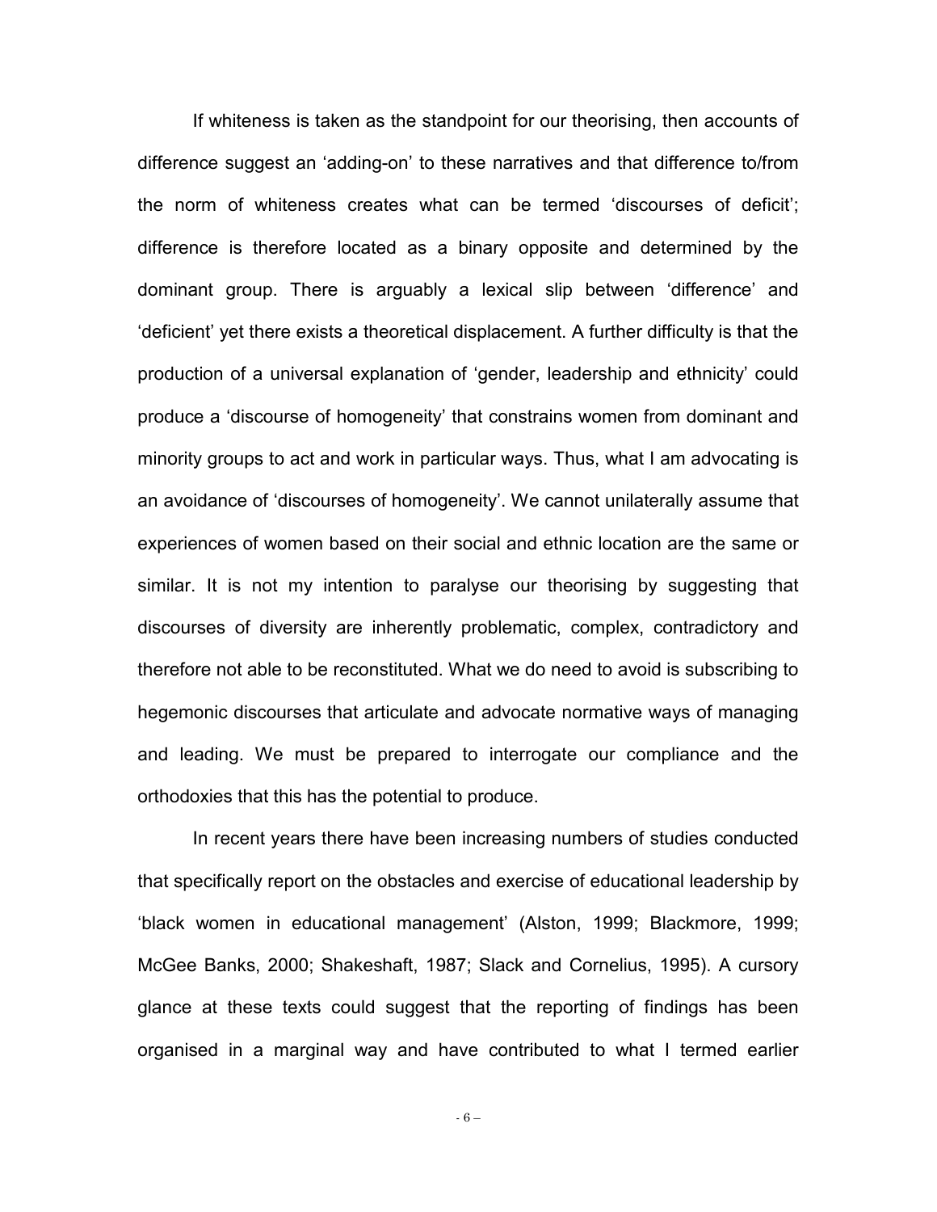If whiteness is taken as the standpoint for our theorising, then accounts of difference suggest an 'adding-on' to these narratives and that difference to/from the norm of whiteness creates what can be termed 'discourses of deficit'; difference is therefore located as a binary opposite and determined by the dominant group. There is arguably a lexical slip between 'difference' and 'deficient' yet there exists a theoretical displacement. A further difficulty is that the production of a universal explanation of 'gender, leadership and ethnicity' could produce a 'discourse of homogeneity' that constrains women from dominant and minority groups to act and work in particular ways. Thus, what I am advocating is an avoidance of 'discourses of homogeneity'. We cannot unilaterally assume that experiences of women based on their social and ethnic location are the same or similar. It is not my intention to paralyse our theorising by suggesting that discourses of diversity are inherently problematic, complex, contradictory and therefore not able to be reconstituted. What we do need to avoid is subscribing to hegemonic discourses that articulate and advocate normative ways of managing and leading. We must be prepared to interrogate our compliance and the orthodoxies that this has the potential to produce.

In recent years there have been increasing numbers of studies conducted that specifically report on the obstacles and exercise of educational leadership by 'black women in educational management' (Alston, 1999; Blackmore, 1999; McGee Banks, 2000; Shakeshaft, 1987; Slack and Cornelius, 1995). A cursory glance at these texts could suggest that the reporting of findings has been organised in a marginal way and have contributed to what I termed earlier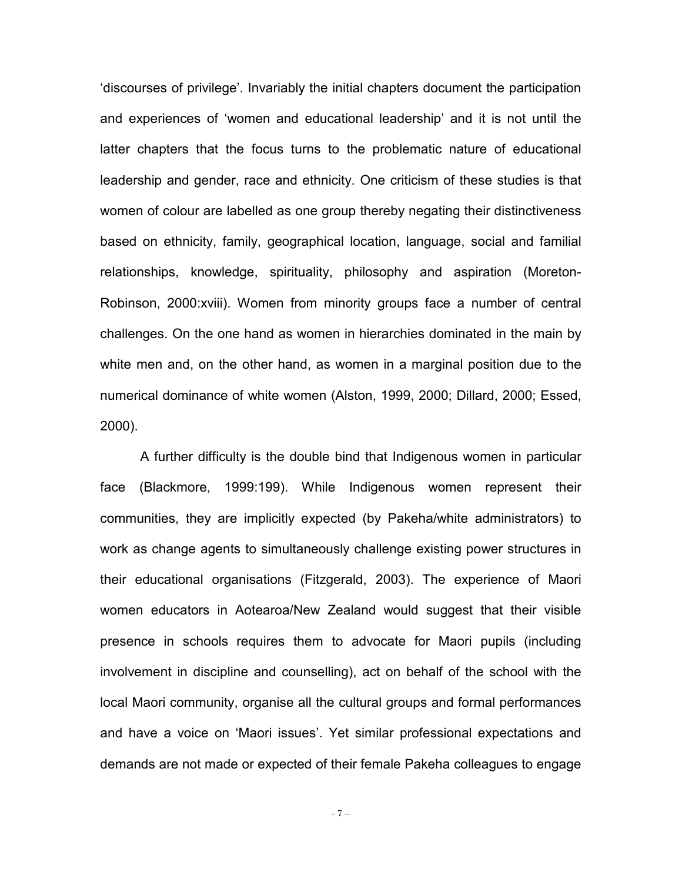'discourses of privilege'. Invariably the initial chapters document the participation and experiences of 'women and educational leadership' and it is not until the latter chapters that the focus turns to the problematic nature of educational leadership and gender, race and ethnicity. One criticism of these studies is that women of colour are labelled as one group thereby negating their distinctiveness based on ethnicity, family, geographical location, language, social and familial relationships, knowledge, spirituality, philosophy and aspiration (Moreton-Robinson, 2000:xviii). Women from minority groups face a number of central challenges. On the one hand as women in hierarchies dominated in the main by white men and, on the other hand, as women in a marginal position due to the numerical dominance of white women (Alston, 1999, 2000; Dillard, 2000; Essed, 2000).

A further difficulty is the double bind that Indigenous women in particular face (Blackmore, 1999:199). While Indigenous women represent their communities, they are implicitly expected (by Pakeha/white administrators) to work as change agents to simultaneously challenge existing power structures in their educational organisations (Fitzgerald, 2003). The experience of Maori women educators in Aotearoa/New Zealand would suggest that their visible presence in schools requires them to advocate for Maori pupils (including involvement in discipline and counselling), act on behalf of the school with the local Maori community, organise all the cultural groups and formal performances and have a voice on 'Maori issues'. Yet similar professional expectations and demands are not made or expected of their female Pakeha colleagues to engage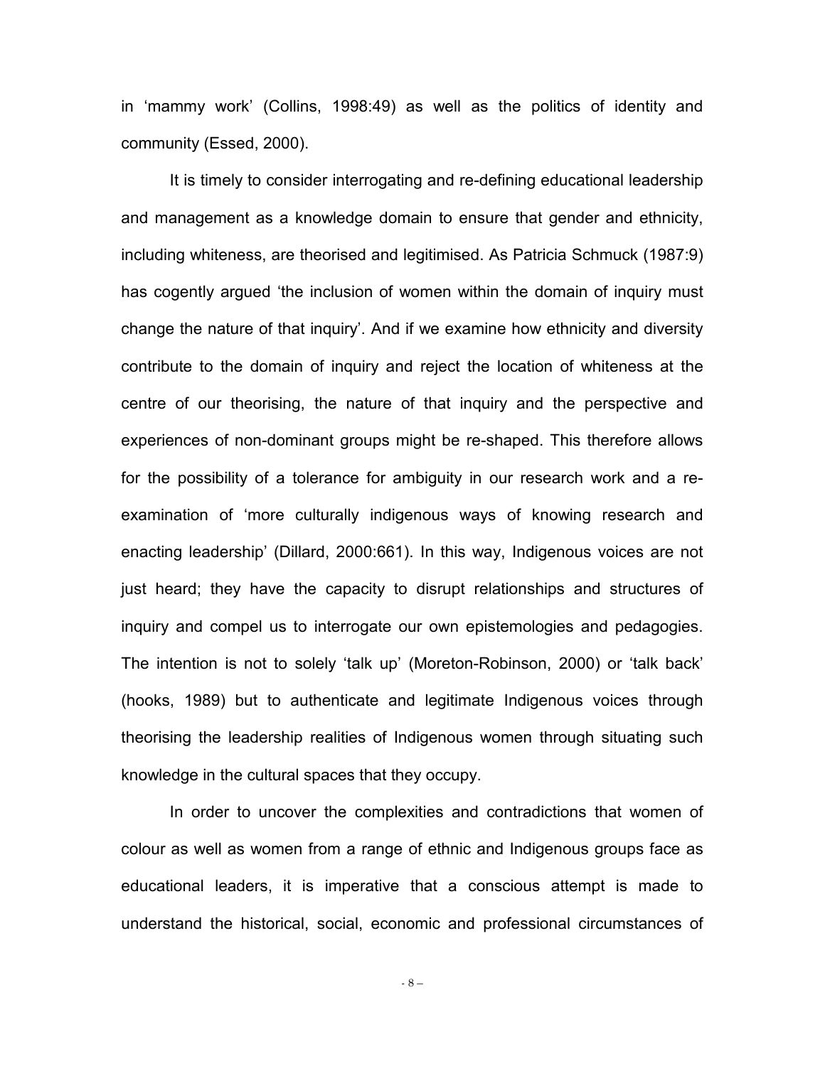in 'mammy work' (Collins, 1998:49) as well as the politics of identity and community (Essed, 2000).

It is timely to consider interrogating and re-defining educational leadership and management as a knowledge domain to ensure that gender and ethnicity, including whiteness, are theorised and legitimised. As Patricia Schmuck (1987:9) has cogently argued 'the inclusion of women within the domain of inquiry must change the nature of that inquiry'. And if we examine how ethnicity and diversity contribute to the domain of inquiry and reject the location of whiteness at the centre of our theorising, the nature of that inquiry and the perspective and experiences of non-dominant groups might be re-shaped. This therefore allows for the possibility of a tolerance for ambiguity in our research work and a re-examination of 'more culturally indigenous ways of knowing research and enacting leadership' (Dillard, 2000:661). In this way, Indigenous voices are not just heard; they have the capacity to disrupt relationships and structures of inquiry and compel us to interrogate our own epistemologies and pedagogies. The intention is not to solely 'talk up' (Moreton-Robinson, 2000) or 'talk back' (hooks, 1989) but to authenticate and legitimate Indigenous voices through theorising the leadership realities of Indigenous women through situating such knowledge in the cultural spaces that they occupy.

In order to uncover the complexities and contradictions that women of colour as well as women from a range of ethnic and Indigenous groups face as educational leaders, it is imperative that a conscious attempt is made to understand the historical, social, economic and professional circumstances of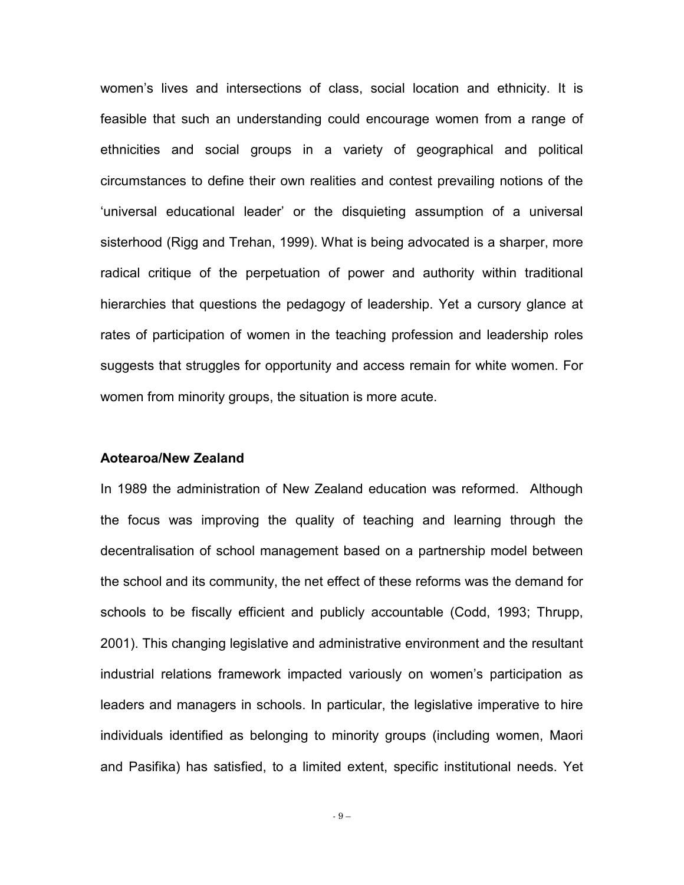women's lives and intersections of class, social location and ethnicity. It is feasible that such an understanding could encourage women from a range of ethnicities and social groups in a variety of geographical and political circumstances to define their own realities and contest prevailing notions of the 'universal educational leader' or the disquieting assumption of a universal sisterhood (Rigg and Trehan, 1999). What is being advocated is a sharper, more radical critique of the perpetuation of power and authority within traditional hierarchies that questions the pedagogy of leadership. Yet a cursory glance at rates of participation of women in the teaching profession and leadership roles suggests that struggles for opportunity and access remain for white women. For women from minority groups, the situation is more acute.

### Aotearoa/New Zealand

In 1989 the administration of New Zealand education was reformed. Although the focus was improving the quality of teaching and learning through the decentralisation of school management based on a partnership model between the school and its community, the net effect of these reforms was the demand for schools to be fiscally efficient and publicly accountable (Codd, 1993; Thrupp, 2001). This changing legislative and administrative environment and the resultant industrial relations framework impacted variously on women's participation as leaders and managers in schools. In particular, the legislative imperative to hire individuals identified as belonging to minority groups (including women, Maori and Pasifika) has satisfied, to a limited extent, specific institutional needs. Yet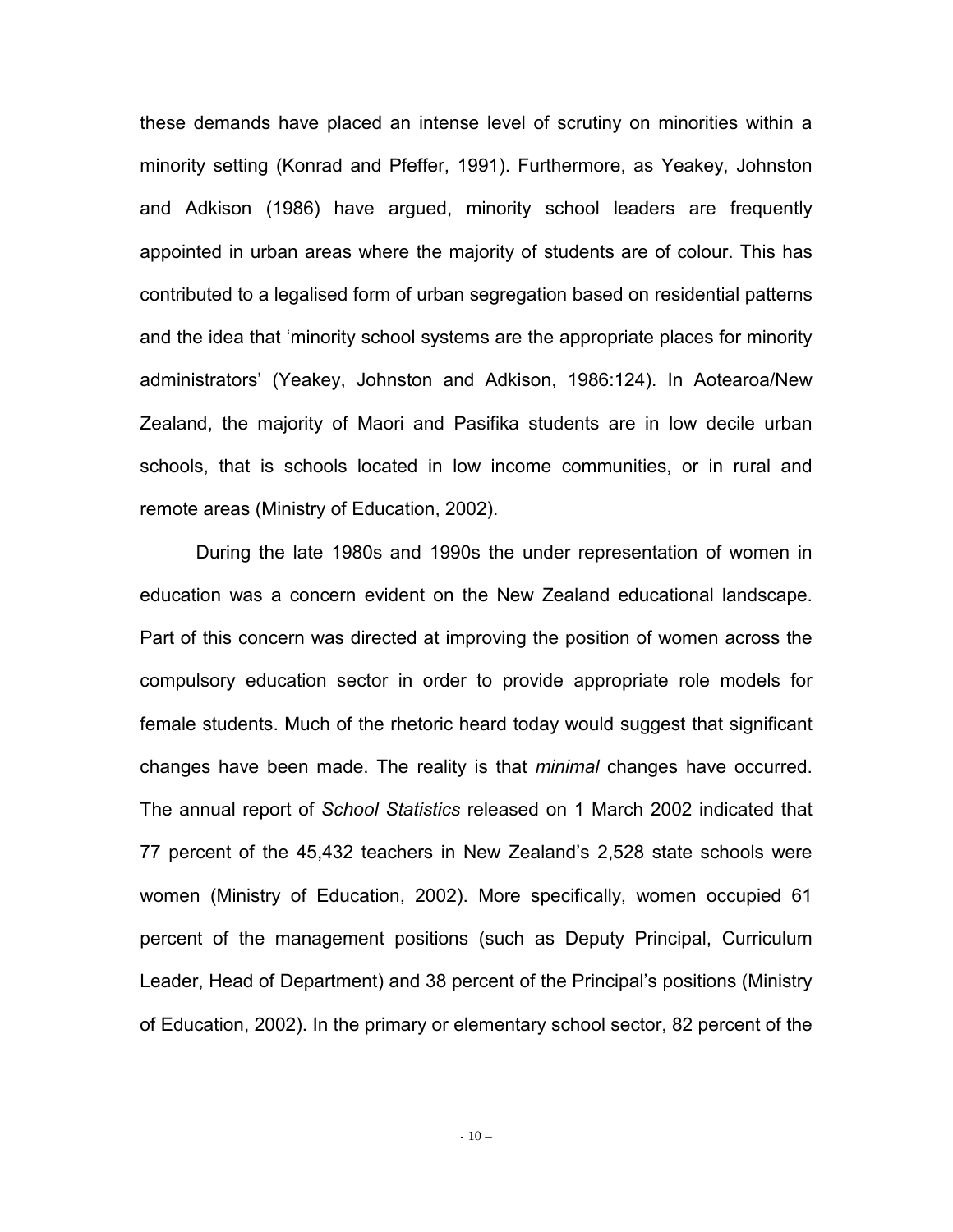these demands have placed an intense level of scrutiny on minorities within a minority setting (Konrad and Pfeffer, 1991). Furthermore, as Yeakey, Johnston and Adkison (1986) have argued, minority school leaders are frequently appointed in urban areas where the majority of students are of colour. This has contributed to a legalised form of urban segregation based on residential patterns and the idea that 'minority school systems are the appropriate places for minority administrators' (Yeakey, Johnston and Adkison, 1986:124). In Aotearoa/New Zealand, the majority of Maori and Pasifika students are in low decile urban schools, that is schools located in low income communities, or in rural and remote areas (Ministry of Education, 2002).

During the late 1980s and 1990s the under representation of women in education was a concern evident on the New Zealand educational landscape. Part of this concern was directed at improving the position of women across the compulsory education sector in order to provide appropriate role models for female students. Much of the rhetoric heard today would suggest that significant changes have been made. The reality is that *minimal* changes have occurred. The annual report of *School Statistics* released on 1 March 2002 indicated that 77 percent of the 45,432 teachers in New Zealand's 2,528 state schools were women (Ministry of Education, 2002). More specifically, women occupied 61 percent of the management positions (such as Deputy Principal, Curriculum Leader, Head of Department) and 38 percent of the Principal's positions (Ministry of Education, 2002). In the primary or elementary school sector, 82 percent of the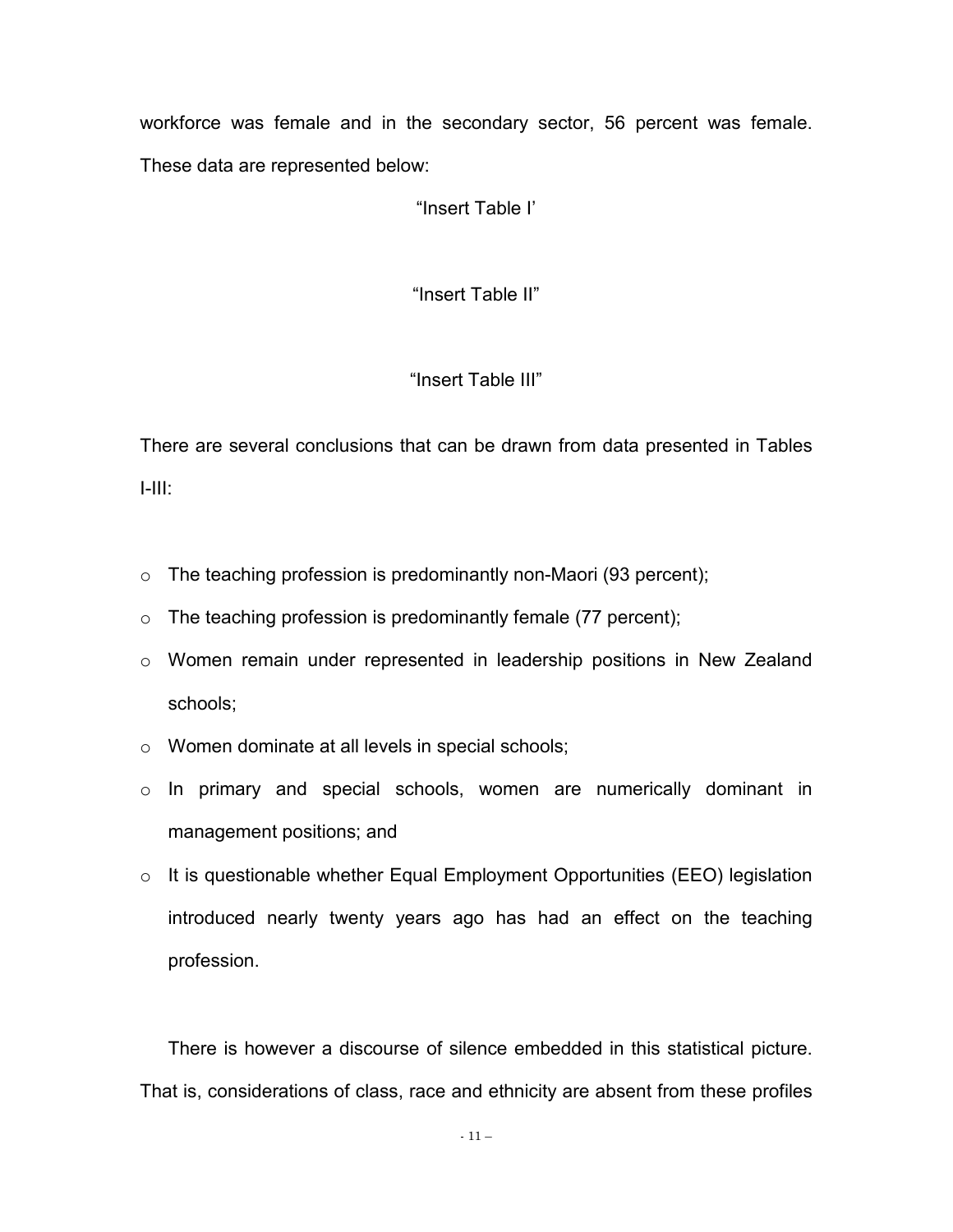workforce was female and in the secondary sector, 56 percent was female. These data are represented below:

"Insert Table I'

"Insert Table II"

"Insert Table III"

There are several conclusions that can be drawn from data presented in Tables I-III:

- The teaching profession is predominantly non-Maori (93 percent);
- The teaching profession is predominantly female (77 percent);
- Women remain under represented in leadership positions in New Zealand schools;
- Women dominate at all levels in special schools;
- In primary and special schools, women are numerically dominant in management positions; and
- It is questionable whether Equal Employment Opportunities (EEO) legislation introduced nearly twenty years ago has had an effect on the teaching profession.

There is however a discourse of silence embedded in this statistical picture. That is, considerations of class, race and ethnicity are absent from these profiles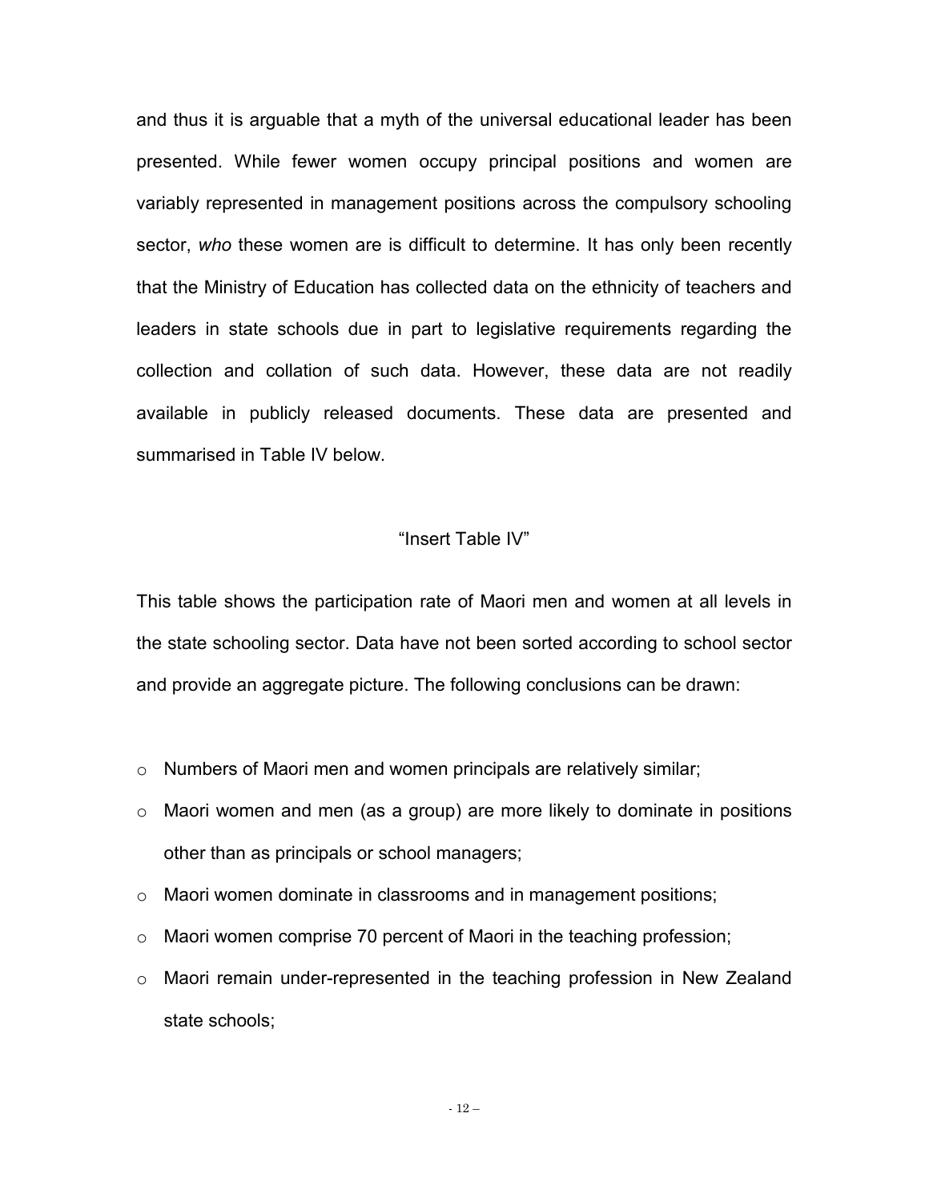and thus it is arguable that a myth of the universal educational leader has been presented. While fewer women occupy principal positions and women are variably represented in management positions across the compulsory schooling sector, *who* these women are is difficult to determine. It has only been recently that the Ministry of Education has collected data on the ethnicity of teachers and leaders in state schools due in part to legislative requirements regarding the collection and collation of such data. However, these data are not readily available in publicly released documents. These data are presented and summarised in Table IV below.

"Insert Table IV"

This table shows the participation rate of Maori men and women at all levels in the state schooling sector. Data have not been sorted according to school sector and provide an aggregate picture. The following conclusions can be drawn:

- Numbers of Maori men and women principals are relatively similar;
- Maori women and men (as a group) are more likely to dominate in positions other than as principals or school managers;
- Maori women dominate in classrooms and in management positions;
- Maori women comprise 70 percent of Maori in the teaching profession;
- Maori remain under-represented in the teaching profession in New Zealand state schools;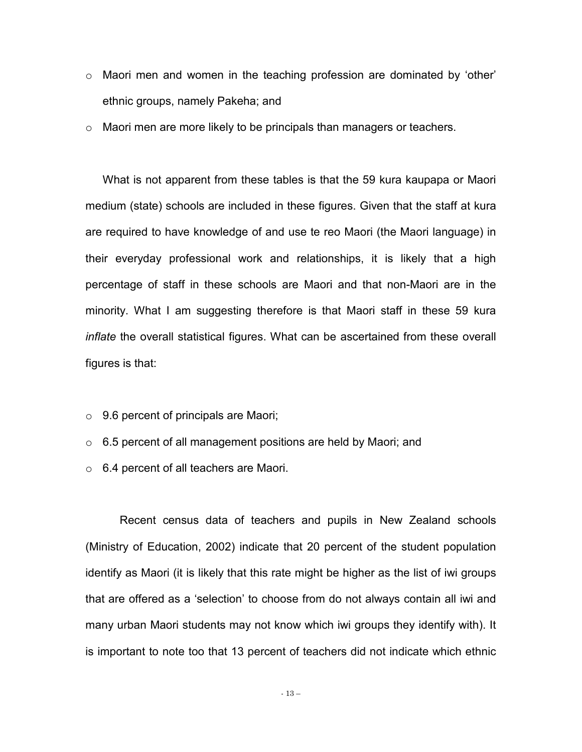- Maori men and women in the teaching profession are dominated by 'other' ethnic groups, namely Pakeha; and
- Maori men are more likely to be principals than managers or teachers.

What is not apparent from these tables is that the 59 kura kaupapa or Maori medium (state) schools are included in these figures. Given that the staff at kura are required to have knowledge of and use te reo Maori (the Maori language) in their everyday professional work and relationships, it is likely that a high percentage of staff in these schools are Maori and that non-Maori are in the minority. What I am suggesting therefore is that Maori staff in these 59 kura *inflate* the overall statistical figures. What can be ascertained from these overall figures is that:

- 9.6 percent of principals are Maori;
- 6.5 percent of all management positions are held by Maori; and
- 6.4 percent of all teachers are Maori.

Recent census data of teachers and pupils in New Zealand schools (Ministry of Education, 2002) indicate that 20 percent of the student population identify as Maori (it is likely that this rate might be higher as the list of iwi groups that are offered as a 'selection' to choose from do not always contain all iwi and many urban Maori students may not know which iwi groups they identify with). It is important to note too that 13 percent of teachers did not indicate which ethnic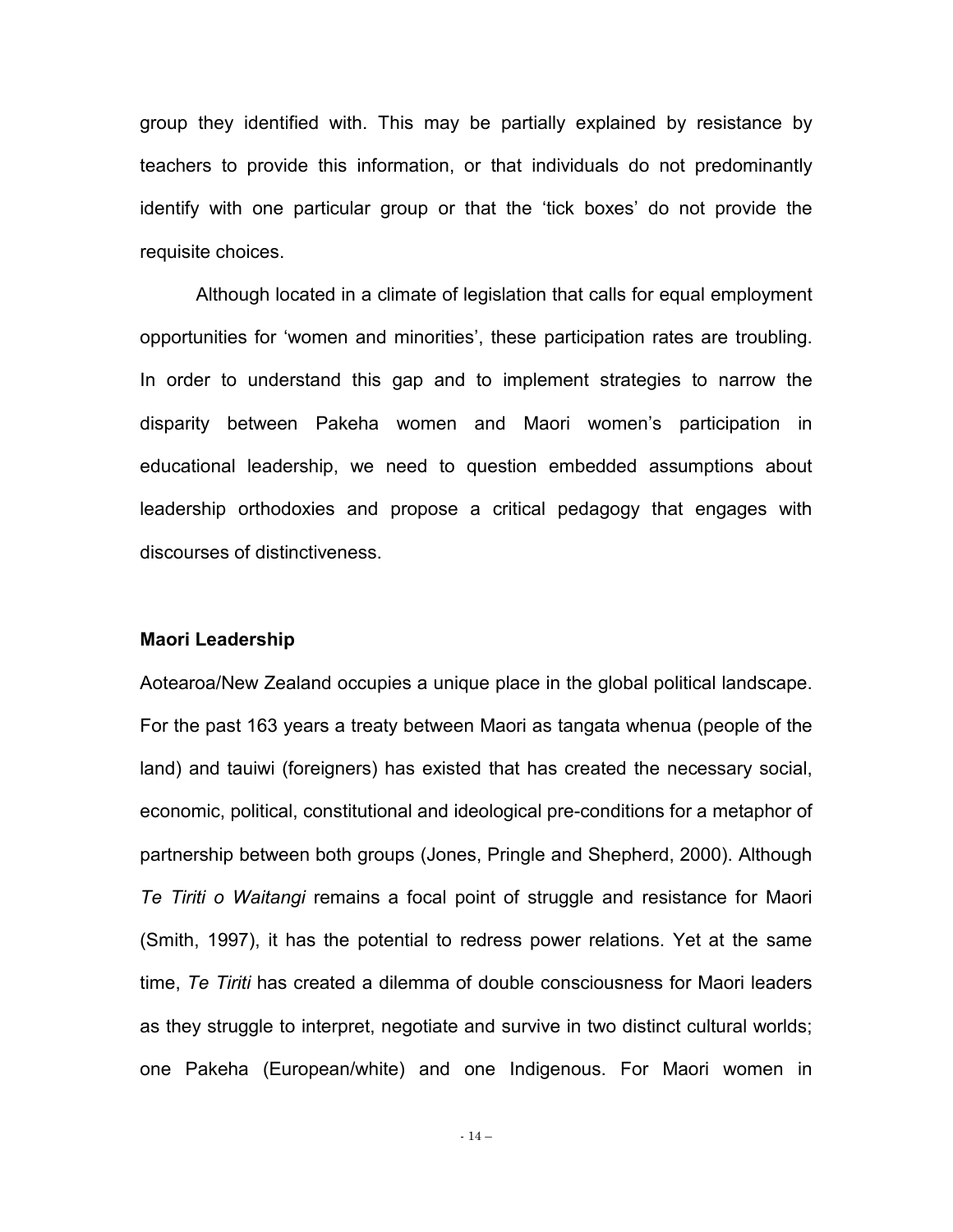group they identified with. This may be partially explained by resistance by teachers to provide this information, or that individuals do not predominantly identify with one particular group or that the 'tick boxes' do not provide the requisite choices.

Although located in a climate of legislation that calls for equal employment opportunities for 'women and minorities', these participation rates are troubling. In order to understand this gap and to implement strategies to narrow the disparity between Pakeha women and Maori women's participation in educational leadership, we need to question embedded assumptions about leadership orthodoxies and propose a critical pedagogy that engages with discourses of distinctiveness.

**Maori Leadership**

Aotearoa/New Zealand occupies a unique place in the global political landscape. For the past 163 years a treaty between Maori as tangata whenua (people of the land) and tauiwi (foreigners) has existed that has created the necessary social, economic, political, constitutional and ideological pre-conditions for a metaphor of partnership between both groups (Jones, Pringle and Shepherd, 2000). Although *Te Tiriti o Waitangi* remains a focal point of struggle and resistance for Maori (Smith, 1997), it has the potential to redress power relations. Yet at the same time, *Te Tiriti* has created a dilemma of double consciousness for Maori leaders as they struggle to interpret, negotiate and survive in two distinct cultural worlds; one Pakeha (European/white) and one Indigenous. For Maori women in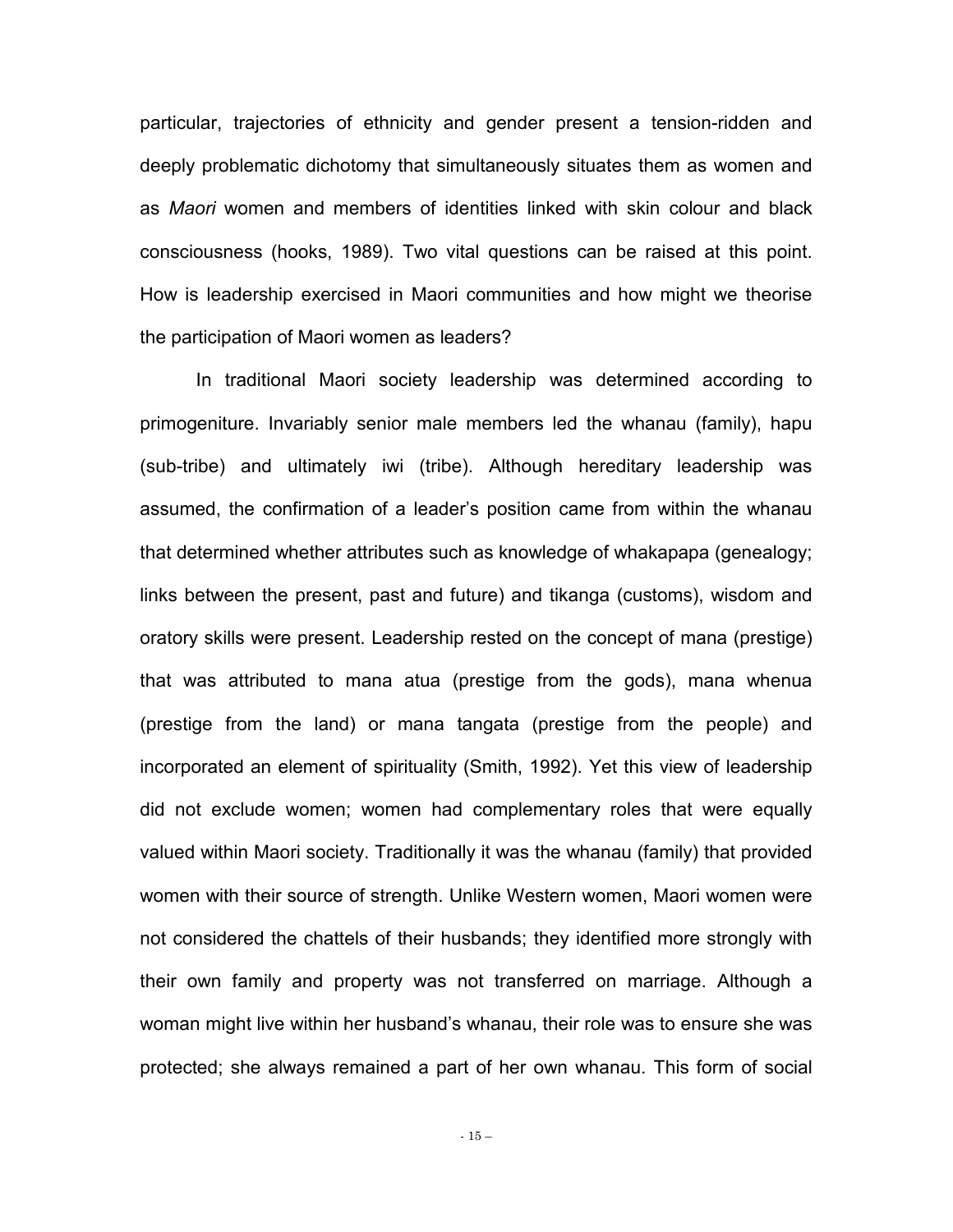particular, trajectories of ethnicity and gender present a tension-ridden and deeply problematic dichotomy that simultaneously situates them as women and as *Maori* women and members of identities linked with skin colour and black consciousness (hooks, 1989). Two vital questions can be raised at this point. How is leadership exercised in Maori communities and how might we theorise the participation of Maori women as leaders?

In traditional Maori society leadership was determined according to primogeniture. Invariably senior male members led the whanau (family), hapu (sub-tribe) and ultimately iwi (tribe). Although hereditary leadership was assumed, the confirmation of a leader's position came from within the whanau that determined whether attributes such as knowledge of whakapapa (genealogy; links between the present, past and future) and tikanga (customs), wisdom and oratory skills were present. Leadership rested on the concept of mana (prestige) that was attributed to mana atua (prestige from the gods), mana whenua (prestige from the land) or mana tangata (prestige from the people) and incorporated an element of spirituality (Smith, 1992). Yet this view of leadership did not exclude women; women had complementary roles that were equally valued within Maori society. Traditionally it was the whanau (family) that provided women with their source of strength. Unlike Western women, Maori women were not considered the chattels of their husbands; they identified more strongly with their own family and property was not transferred on marriage. Although a woman might live within her husband's whanau, their role was to ensure she was protected; she always remained a part of her own whanau. This form of social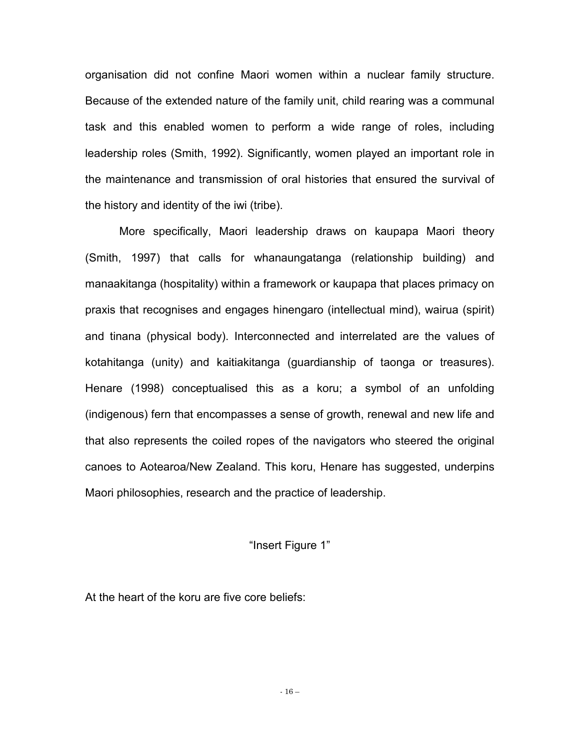organisation did not confine Maori women within a nuclear family structure. Because of the extended nature of the family unit, child rearing was a communal task and this enabled women to perform a wide range of roles, including leadership roles (Smith, 1992). Significantly, women played an important role in the maintenance and transmission of oral histories that ensured the survival of the history and identity of the iwi (tribe).

More specifically, Maori leadership draws on kaupapa Maori theory (Smith, 1997) that calls for whanaungatanga (relationship building) and manaakitanga (hospitality) within a framework or kaupapa that places primacy on praxis that recognises and engages hinengaro (intellectual mind), wairua (spirit) and tinana (physical body). Interconnected and interrelated are the values of kotahitanga (unity) and kaitiakitanga (guardianship of taonga or treasures). Henare (1998) conceptualised this as a koru; a symbol of an unfolding (indigenous) fern that encompasses a sense of growth, renewal and new life and that also represents the coiled ropes of the navigators who steered the original canoes to Aotearoa/New Zealand. This koru, Henare has suggested, underpins Maori philosophies, research and the practice of leadership.

"Insert Figure 1"

At the heart of the koru are five core beliefs: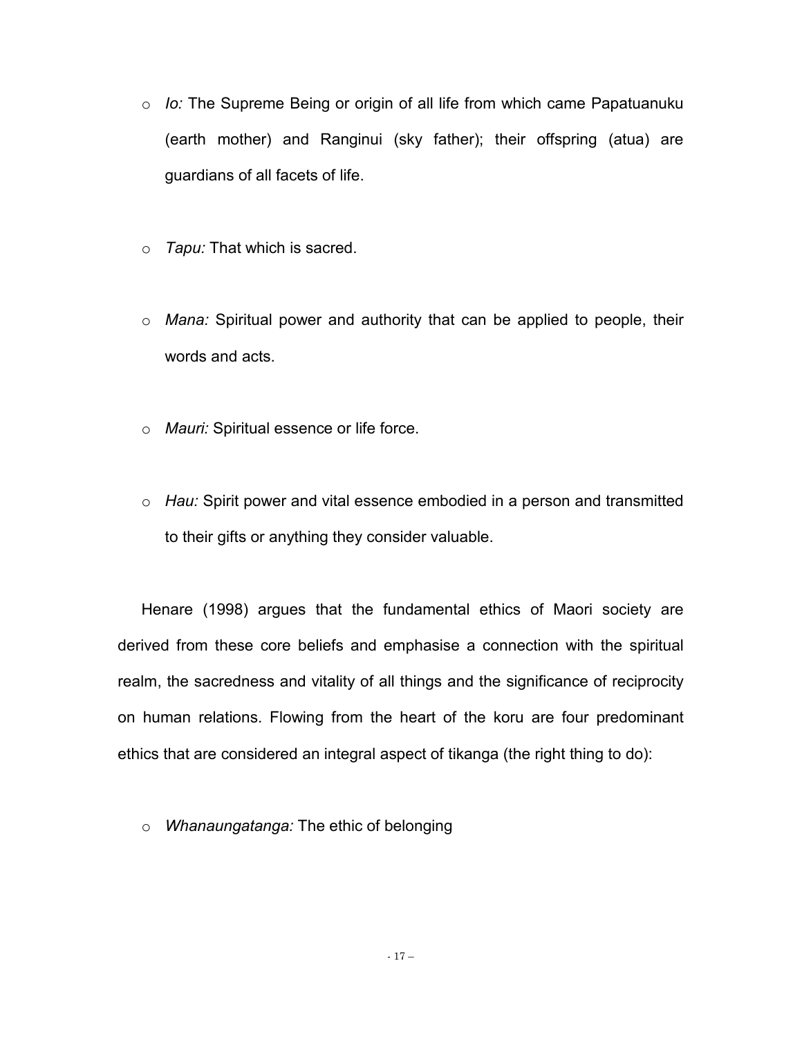- *Io:* The Supreme Being or origin of all life from which came Papatuanuku (earth mother) and Ranginui (sky father); their offspring (atua) are guardians of all facets of life.

- *Tapu:* That which is sacred.

- *Mana:* Spiritual power and authority that can be applied to people, their words and acts.

- *Mauri:* Spiritual essence or life force.

- *Hau:* Spirit power and vital essence embodied in a person and transmitted to their gifts or anything they consider valuable.

Henare (1998) argues that the fundamental ethics of Maori society are derived from these core beliefs and emphasise a connection with the spiritual realm, the sacredness and vitality of all things and the significance of reciprocity on human relations. Flowing from the heart of the koru are four predominant ethics that are considered an integral aspect of tikanga (the right thing to do):

- *Whanaungatanga:* The ethic of belonging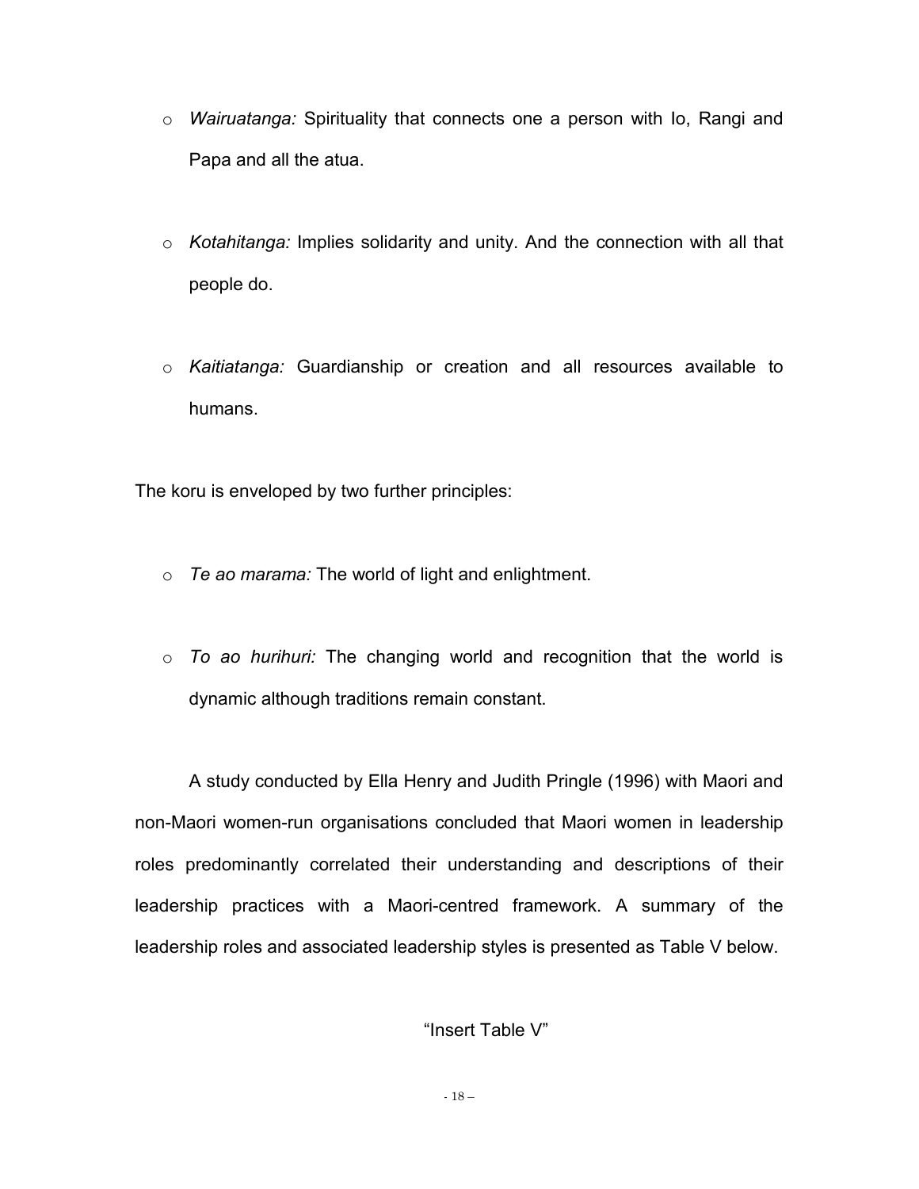- *Wairuatanga:* Spirituality that connects one a person with Io, Rangi and Papa and all the atua.

- *Kotahitanga:* Implies solidarity and unity. And the connection with all that people do.

- *Kaitiatanga:* Guardianship or creation and all resources available to humans.

The koru is enveloped by two further principles:

- *Te ao marama:* The world of light and enlightment.

- *To ao hurihuri:* The changing world and recognition that the world is dynamic although traditions remain constant.

A study conducted by Ella Henry and Judith Pringle (1996) with Maori and non-Maori women-run organisations concluded that Maori women in leadership roles predominantly correlated their understanding and descriptions of their leadership practices with a Maori-centred framework. A summary of the leadership roles and associated leadership styles is presented as Table V below.

"Insert Table V"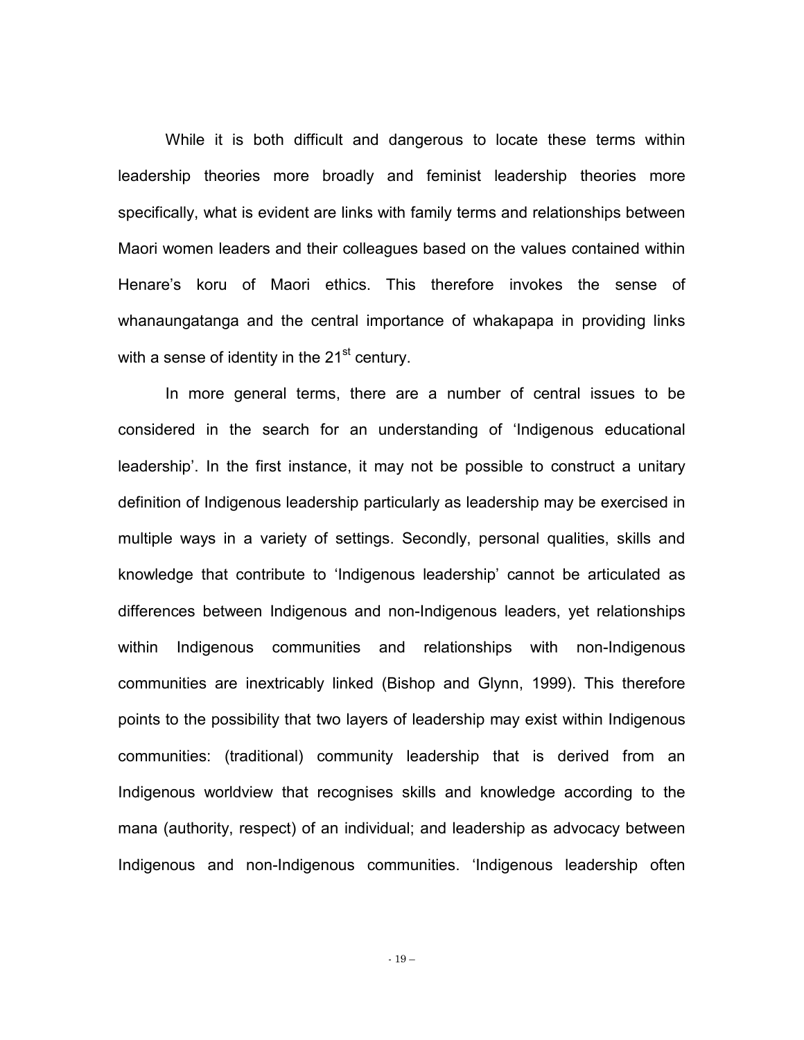While it is both difficult and dangerous to locate these terms within leadership theories more broadly and feminist leadership theories more specifically, what is evident are links with family terms and relationships between Maori women leaders and their colleagues based on the values contained within Henare's koru of Maori ethics. This therefore invokes the sense of whanaungatanga and the central importance of whakapapa in providing links with a sense of identity in the 21st century.

In more general terms, there are a number of central issues to be considered in the search for an understanding of 'Indigenous educational leadership'. In the first instance, it may not be possible to construct a unitary definition of Indigenous leadership particularly as leadership may be exercised in multiple ways in a variety of settings. Secondly, personal qualities, skills and knowledge that contribute to 'Indigenous leadership' cannot be articulated as differences between Indigenous and non-Indigenous leaders, yet relationships within Indigenous communities and relationships with non-Indigenous communities are inextricably linked (Bishop and Glynn, 1999). This therefore points to the possibility that two layers of leadership may exist within Indigenous communities: (traditional) community leadership that is derived from an Indigenous worldview that recognises skills and knowledge according to the mana (authority, respect) of an individual; and leadership as advocacy between Indigenous and non-Indigenous communities. 'Indigenous leadership often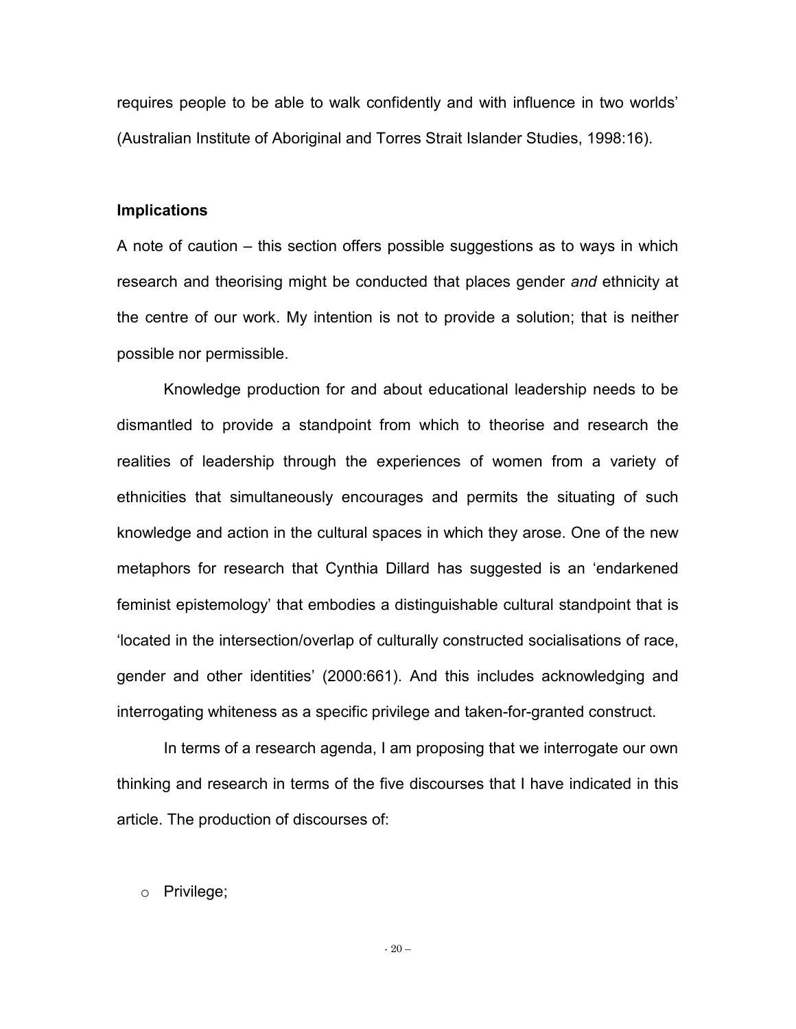requires people to be able to walk confidently and with influence in two worlds' (Australian Institute of Aboriginal and Torres Strait Islander Studies, 1998:16).

**Implications**

A note of caution – this section offers possible suggestions as to ways in which research and theorising might be conducted that places gender *and* ethnicity at the centre of our work. My intention is not to provide a solution; that is neither possible nor permissible.

Knowledge production for and about educational leadership needs to be dismantled to provide a standpoint from which to theorise and research the realities of leadership through the experiences of women from a variety of ethnicities that simultaneously encourages and permits the situating of such knowledge and action in the cultural spaces in which they arose. One of the new metaphors for research that Cynthia Dillard has suggested is an 'endarkened feminist epistemology' that embodies a distinguishable cultural standpoint that is 'located in the intersection/overlap of culturally constructed socialisations of race, gender and other identities' (2000:661). And this includes acknowledging and interrogating whiteness as a specific privilege and taken-for-granted construct.

In terms of a research agenda, I am proposing that we interrogate our own thinking and research in terms of the five discourses that I have indicated in this article. The production of discourses of:

- Privilege;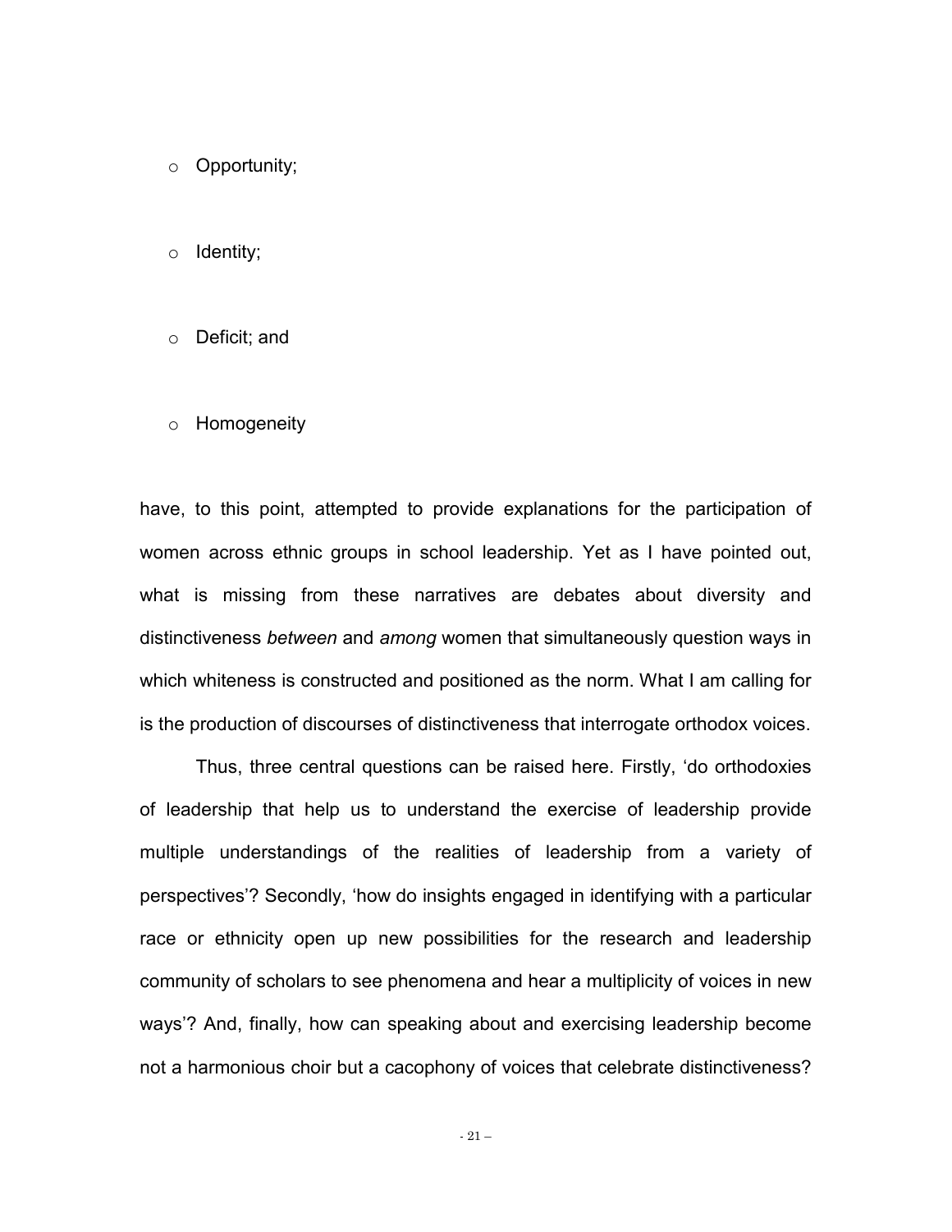- Opportunity;
- Identity;
- Deficit; and
- Homogeneity

have, to this point, attempted to provide explanations for the participation of women across ethnic groups in school leadership. Yet as I have pointed out, what is missing from these narratives are debates about diversity and distinctiveness *between* and *among* women that simultaneously question ways in which whiteness is constructed and positioned as the norm. What I am calling for is the production of discourses of distinctiveness that interrogate orthodox voices.

Thus, three central questions can be raised here. Firstly, 'do orthodoxies of leadership that help us to understand the exercise of leadership provide multiple understandings of the realities of leadership from a variety of perspectives'? Secondly, 'how do insights engaged in identifying with a particular race or ethnicity open up new possibilities for the research and leadership community of scholars to see phenomena and hear a multiplicity of voices in new ways'? And, finally, how can speaking about and exercising leadership become not a harmonious choir but a cacophony of voices that celebrate distinctiveness?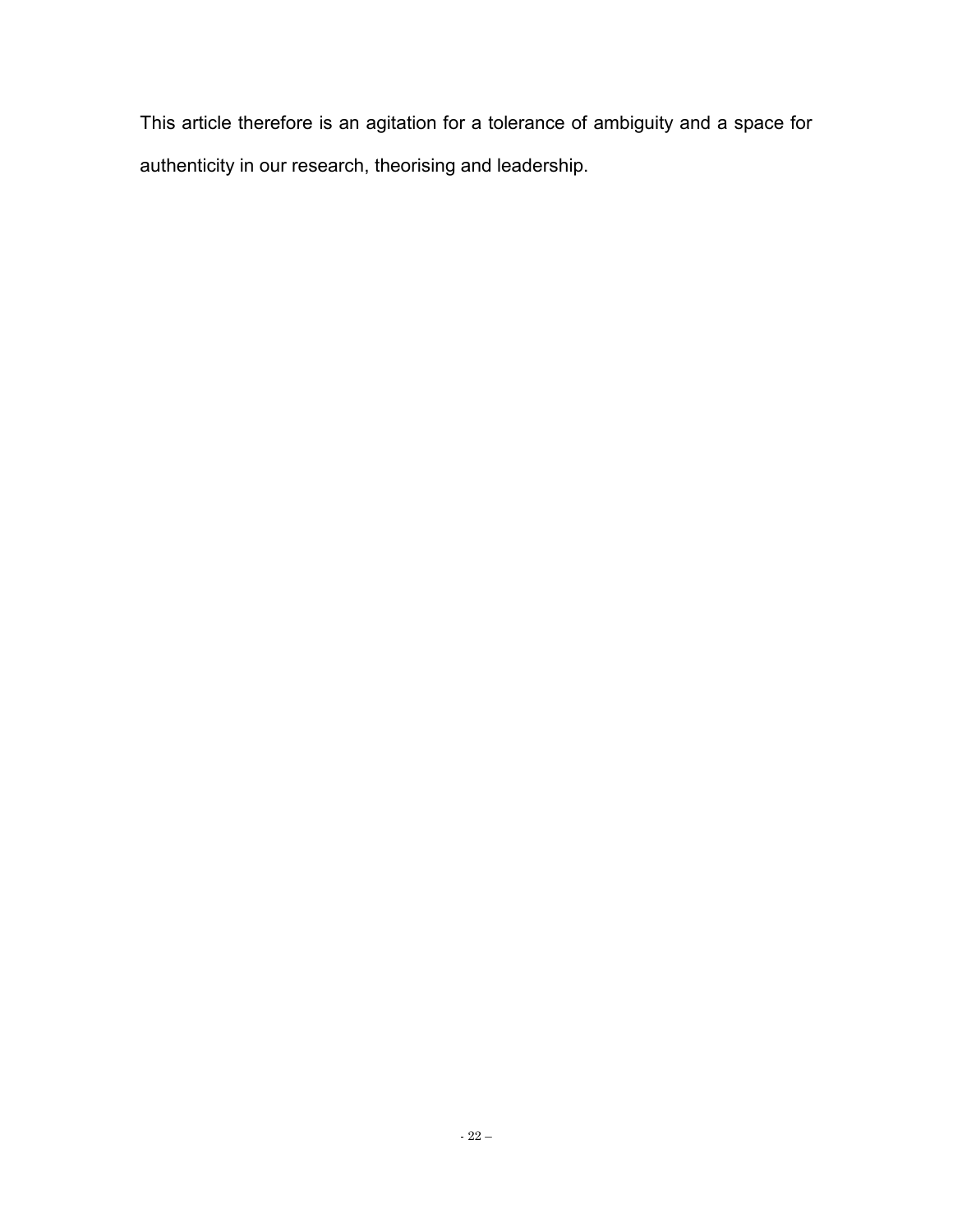This article therefore is an agitation for a tolerance of ambiguity and a space for authenticity in our research, theorising and leadership.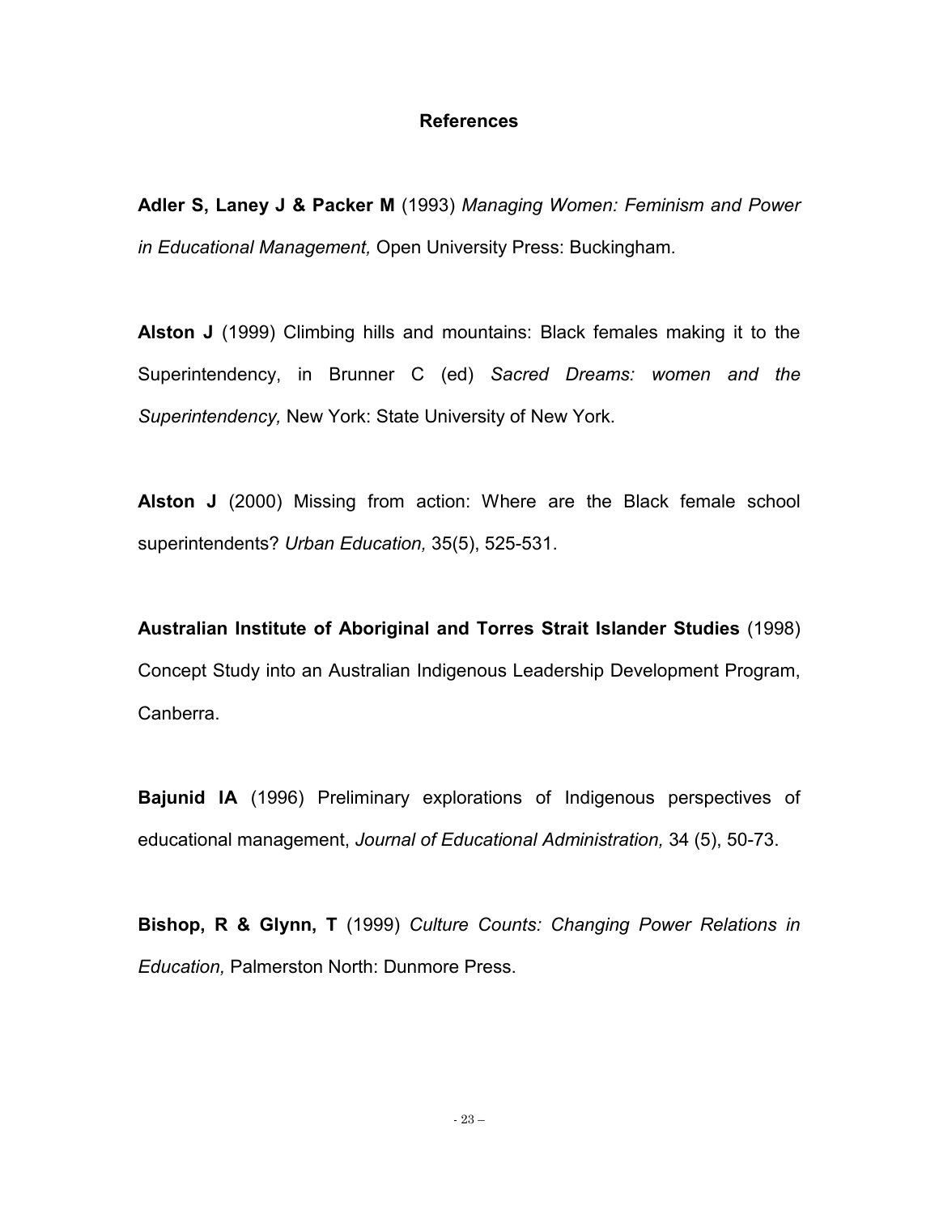## References

**Adler S, Laney J & Packer M** (1993) *Managing Women: Feminism and Power in Educational Management,* Open University Press: Buckingham.

**Alston J** (1999) Climbing hills and mountains: Black females making it to the Superintendency, in Brunner C (ed) *Sacred Dreams: women and the Superintendency,* New York: State University of New York.

**Alston J** (2000) Missing from action: Where are the Black female school superintendents? *Urban Education,* 35(5), 525-531.

**Australian Institute of Aboriginal and Torres Strait Islander Studies** (1998) Concept Study into an Australian Indigenous Leadership Development Program, Canberra.

**Bajunid IA** (1996) Preliminary explorations of Indigenous perspectives of educational management, *Journal of Educational Administration,* 34 (5), 50-73.

**Bishop, R & Glynn, T** (1999) *Culture Counts: Changing Power Relations in Education,* Palmerston North: Dunmore Press.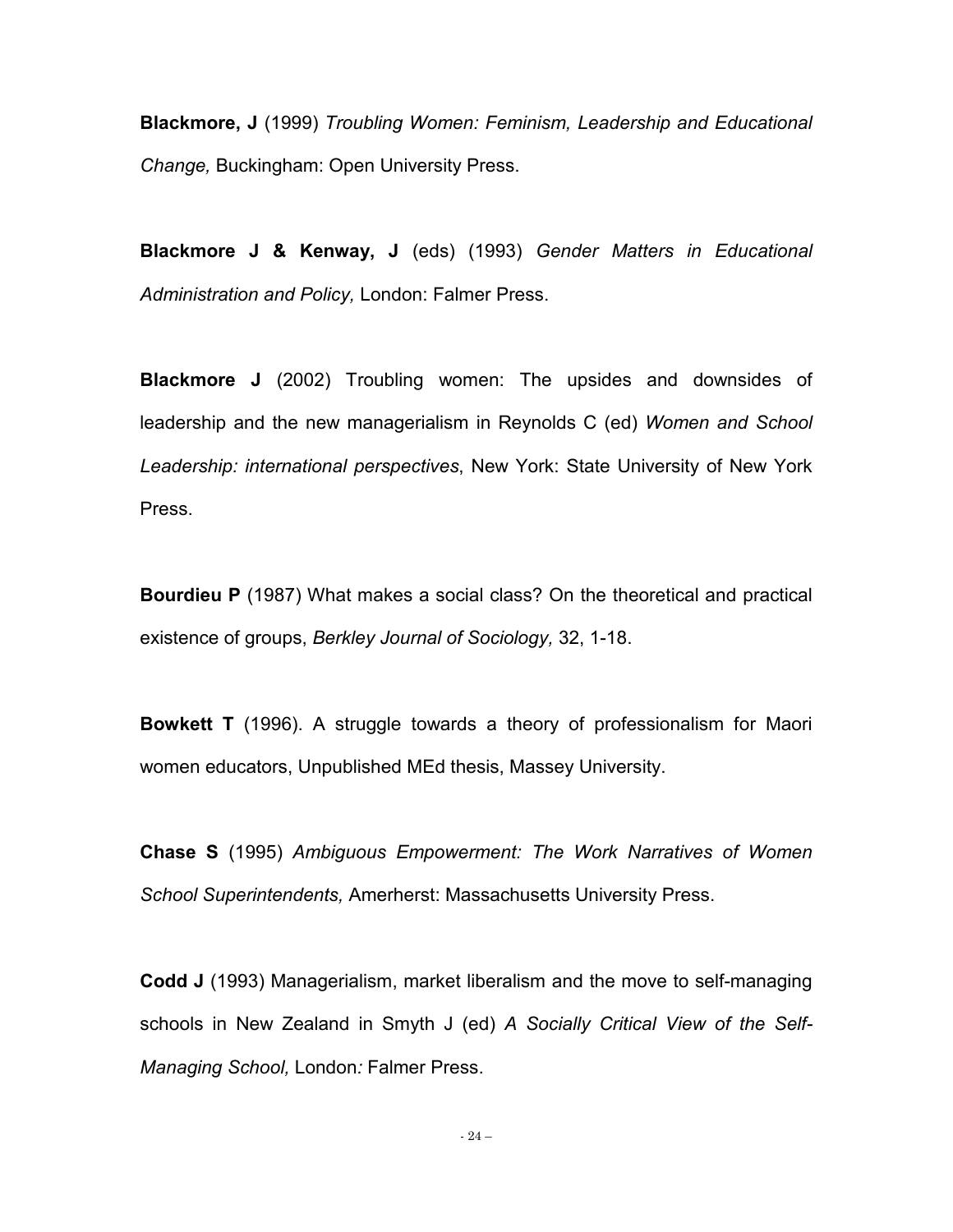**Blackmore, J** (1999) *Troubling Women: Feminism, Leadership and Educational Change,* Buckingham: Open University Press.

**Blackmore J & Kenway, J** (eds) (1993) *Gender Matters in Educational Administration and Policy,* London: Falmer Press.

**Blackmore J** (2002) Troubling women: The upsides and downsides of leadership and the new managerialism in Reynolds C (ed) *Women and School Leadership: international perspectives*, New York: State University of New York Press.

**Bourdieu P** (1987) What makes a social class? On the theoretical and practical existence of groups, *Berkley Journal of Sociology,* 32, 1-18.

**Bowkett T** (1996). A struggle towards a theory of professionalism for Maori women educators, Unpublished MEd thesis, Massey University.

**Chase S** (1995) *Ambiguous Empowerment: The Work Narratives of Women School Superintendents,* Amerherst: Massachusetts University Press.

**Codd J** (1993) Managerialism, market liberalism and the move to self-managing schools in New Zealand in Smyth J (ed) *A Socially Critical View of the Self-Managing School,* London: Falmer Press.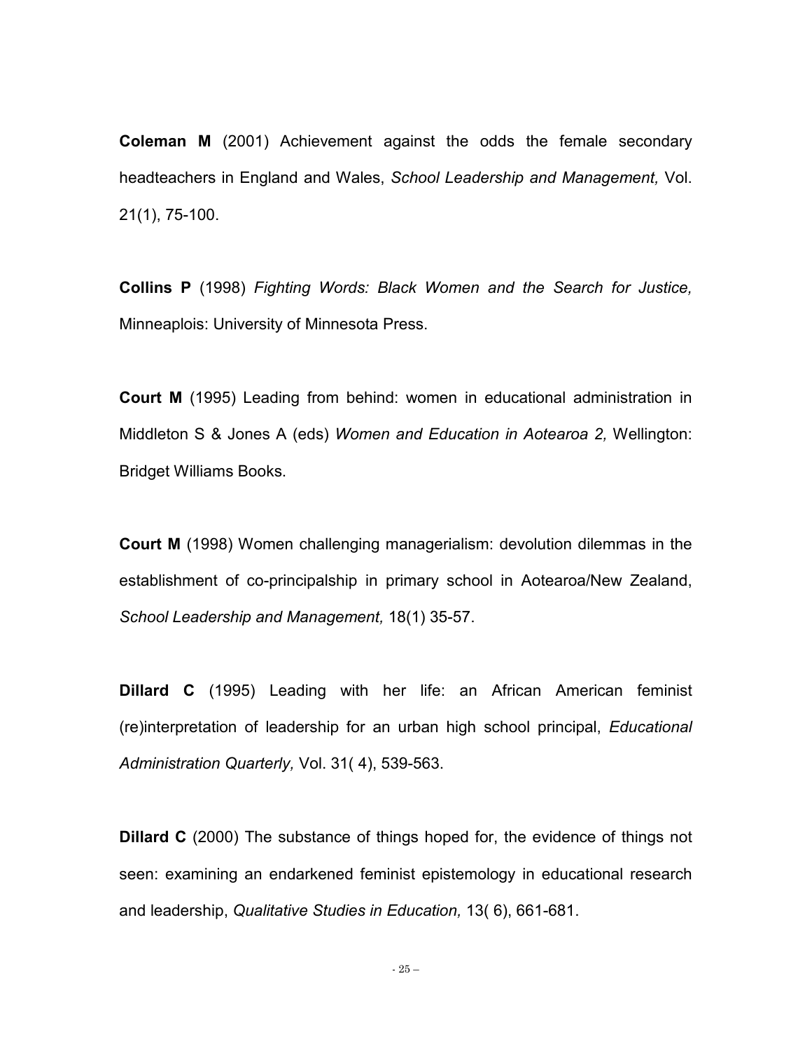**Coleman M** (2001) Achievement against the odds the female secondary headteachers in England and Wales, *School Leadership and Management,* Vol. 21(1), 75-100.

**Collins P** (1998) *Fighting Words: Black Women and the Search for Justice,* Minneaplois: University of Minnesota Press.

**Court M** (1995) Leading from behind: women in educational administration in Middleton S & Jones A (eds) *Women and Education in Aotearoa 2,* Wellington: Bridget Williams Books.

**Court M** (1998) Women challenging managerialism: devolution dilemmas in the establishment of co-principalship in primary school in Aotearoa/New Zealand, *School Leadership and Management,* 18(1) 35-57.

**Dillard C** (1995) Leading with her life: an African American feminist (re)interpretation of leadership for an urban high school principal, *Educational Administration Quarterly,* Vol. 31( 4), 539-563.

**Dillard C** (2000) The substance of things hoped for, the evidence of things not seen: examining an endarkened feminist epistemology in educational research and leadership, *Qualitative Studies in Education,* 13( 6), 661-681.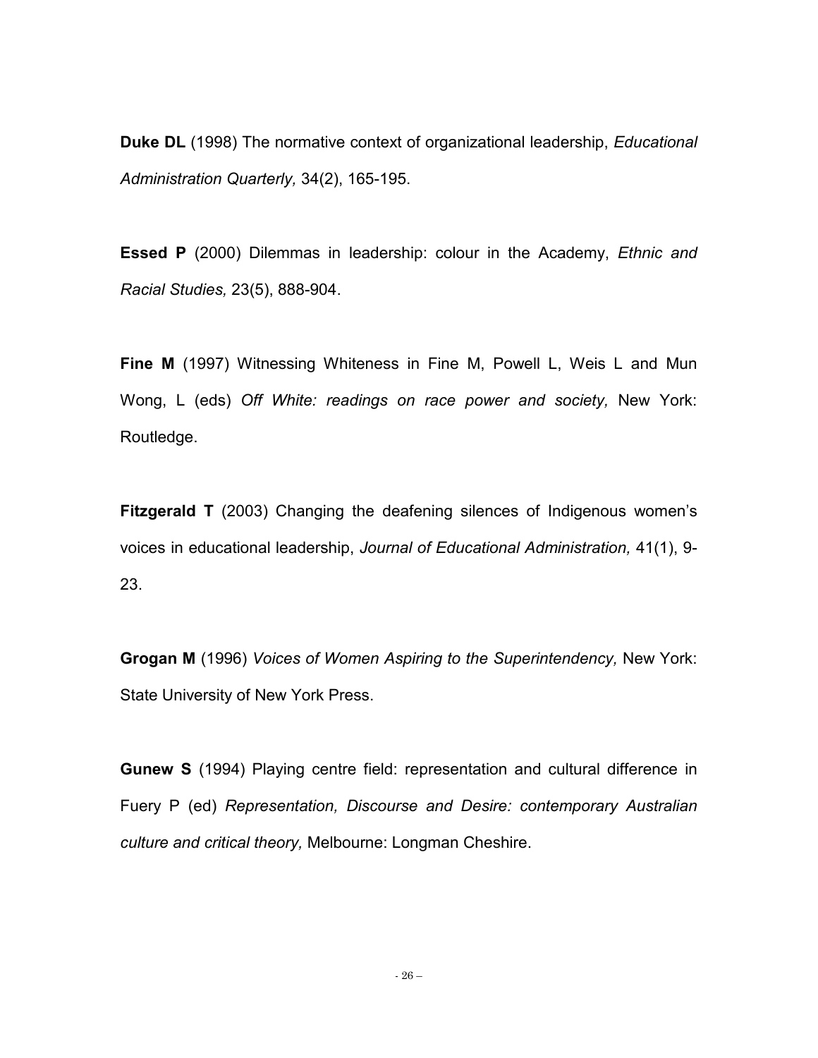**Duke DL** (1998) The normative context of organizational leadership, *Educational Administration Quarterly,* 34(2), 165-195.

**Essed P** (2000) Dilemmas in leadership: colour in the Academy, *Ethnic and Racial Studies,* 23(5), 888-904.

**Fine M** (1997) Witnessing Whiteness in Fine M, Powell L, Weis L and Mun Wong, L (eds) *Off White: readings on race power and society,* New York: Routledge.

**Fitzgerald T** (2003) Changing the deafening silences of Indigenous women's voices in educational leadership, *Journal of Educational Administration,* 41(1), 9-23.

**Grogan M** (1996) *Voices of Women Aspiring to the Superintendency,* New York: State University of New York Press.

**Gunew S** (1994) Playing centre field: representation and cultural difference in Fuery P (ed) *Representation, Discourse and Desire: contemporary Australian culture and critical theory,* Melbourne: Longman Cheshire.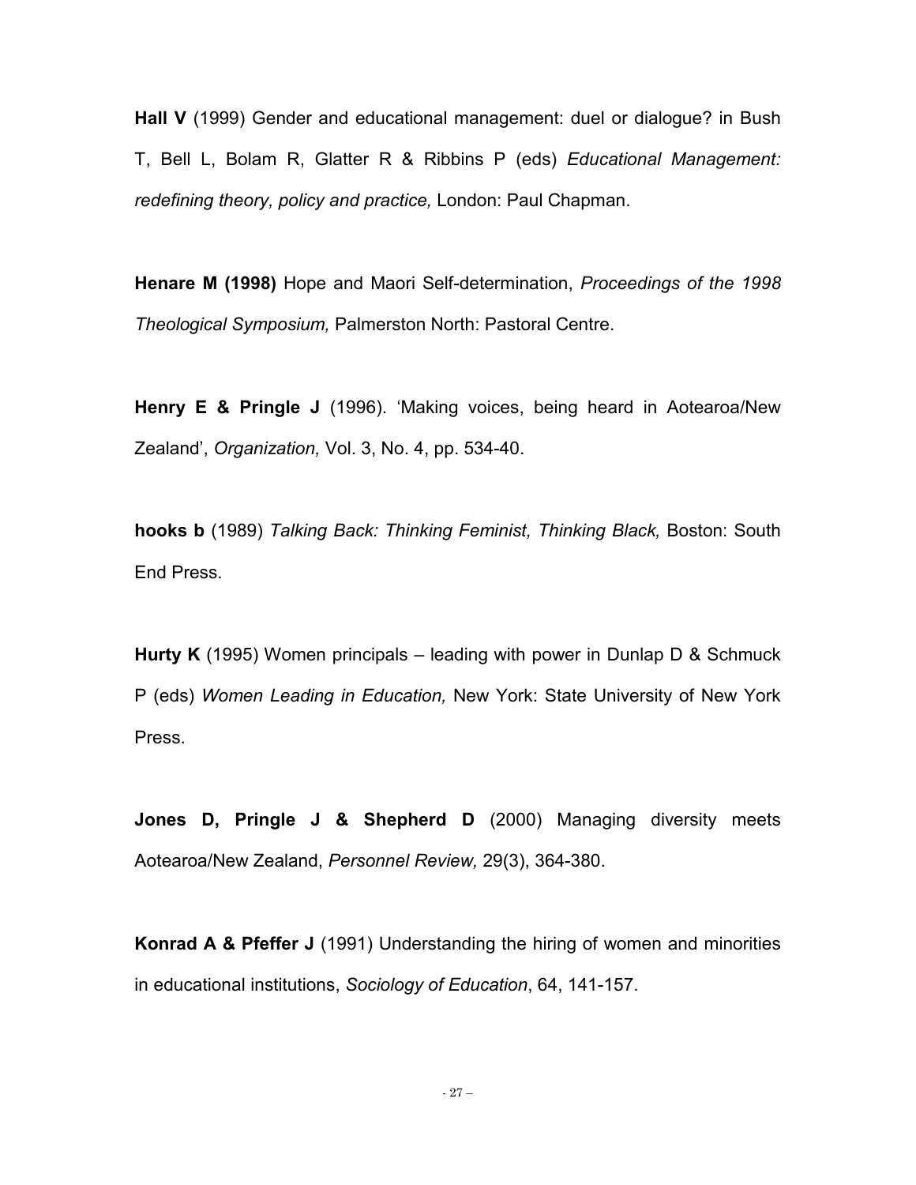**Hall V** (1999) Gender and educational management: duel or dialogue? in Bush T, Bell L, Bolam R, Glatter R & Ribbins P (eds) *Educational Management: redefining theory, policy and practice,* London: Paul Chapman.

**Henare M (1998)** Hope and Maori Self-determination, *Proceedings of the 1998 Theological Symposium,* Palmerston North: Pastoral Centre.

**Henry E & Pringle J** (1996). 'Making voices, being heard in Aotearoa/New Zealand', *Organization,* Vol. 3, No. 4, pp. 534-40.

**hooks b** (1989) *Talking Back: Thinking Feminist, Thinking Black,* Boston: South End Press.

**Hurty K** (1995) Women principals – leading with power in Dunlap D & Schmuck P (eds) *Women Leading in Education,* New York: State University of New York Press.

**Jones D, Pringle J & Shepherd D** (2000) Managing diversity meets Aotearoa/New Zealand, *Personnel Review,* 29(3), 364-380.

**Konrad A & Pfeffer J** (1991) Understanding the hiring of women and minorities in educational institutions, *Sociology of Education*, 64, 141-157.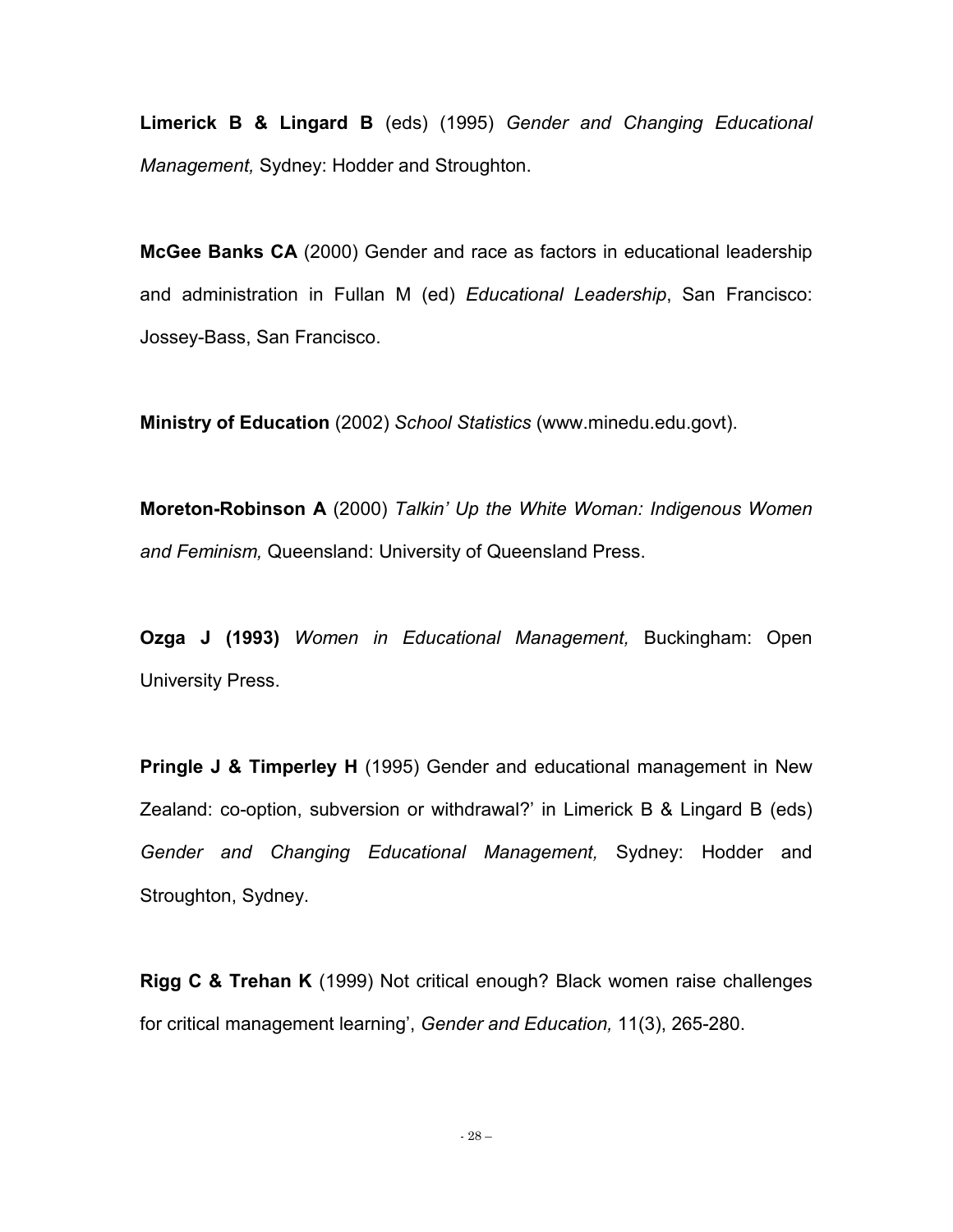**Limerick B & Lingard B** (eds) (1995) *Gender and Changing Educational Management,* Sydney: Hodder and Stroughton.

**McGee Banks CA** (2000) Gender and race as factors in educational leadership and administration in Fullan M (ed) *Educational Leadership*, San Francisco: Jossey-Bass, San Francisco.

**Ministry of Education** (2002) *School Statistics* (www.minedu.edu.govt).

**Moreton-Robinson A** (2000) *Talkin' Up the White Woman: Indigenous Women and Feminism,* Queensland: University of Queensland Press.

**Ozga J (1993)** *Women in Educational Management,* Buckingham: Open University Press.

**Pringle J & Timperley H** (1995) Gender and educational management in New Zealand: co-option, subversion or withdrawal?' in Limerick B & Lingard B (eds) *Gender and Changing Educational Management,* Sydney: Hodder and Stroughton, Sydney.

**Rigg C & Trehan K** (1999) Not critical enough? Black women raise challenges for critical management learning', *Gender and Education,* 11(3), 265-280.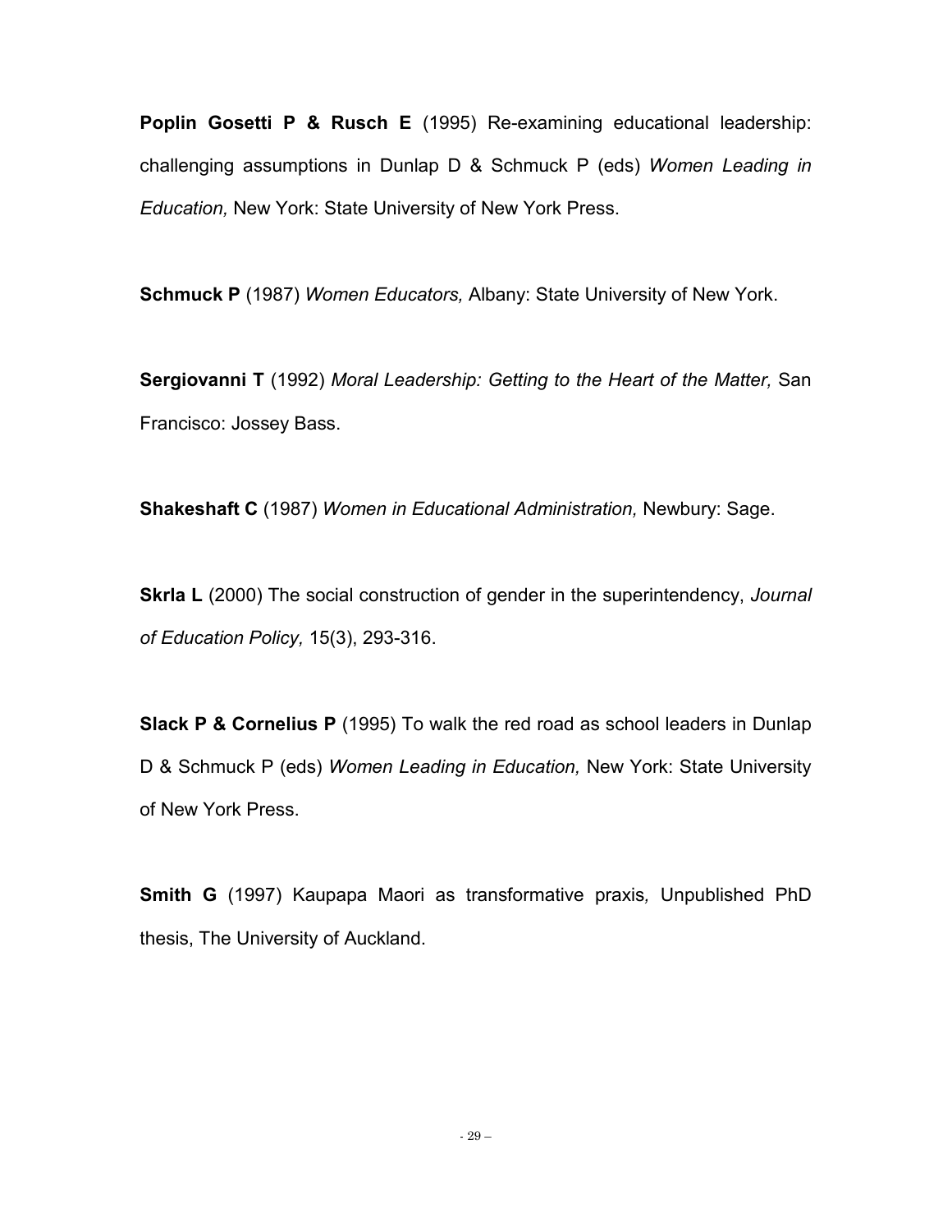**Poplin Gosetti P & Rusch E** (1995) Re-examining educational leadership: challenging assumptions in Dunlap D & Schmuck P (eds) *Women Leading in Education,* New York: State University of New York Press.

**Schmuck P** (1987) *Women Educators,* Albany: State University of New York.

**Sergiovanni T** (1992) *Moral Leadership: Getting to the Heart of the Matter,* San Francisco: Jossey Bass.

**Shakeshaft C** (1987) *Women in Educational Administration,* Newbury: Sage.

**Skrla L** (2000) The social construction of gender in the superintendency, *Journal of Education Policy,* 15(3), 293-316.

**Slack P & Cornelius P** (1995) To walk the red road as school leaders in Dunlap D & Schmuck P (eds) *Women Leading in Education,* New York: State University of New York Press.

**Smith G** (1997) Kaupapa Maori as transformative praxis*,* Unpublished PhD thesis, The University of Auckland.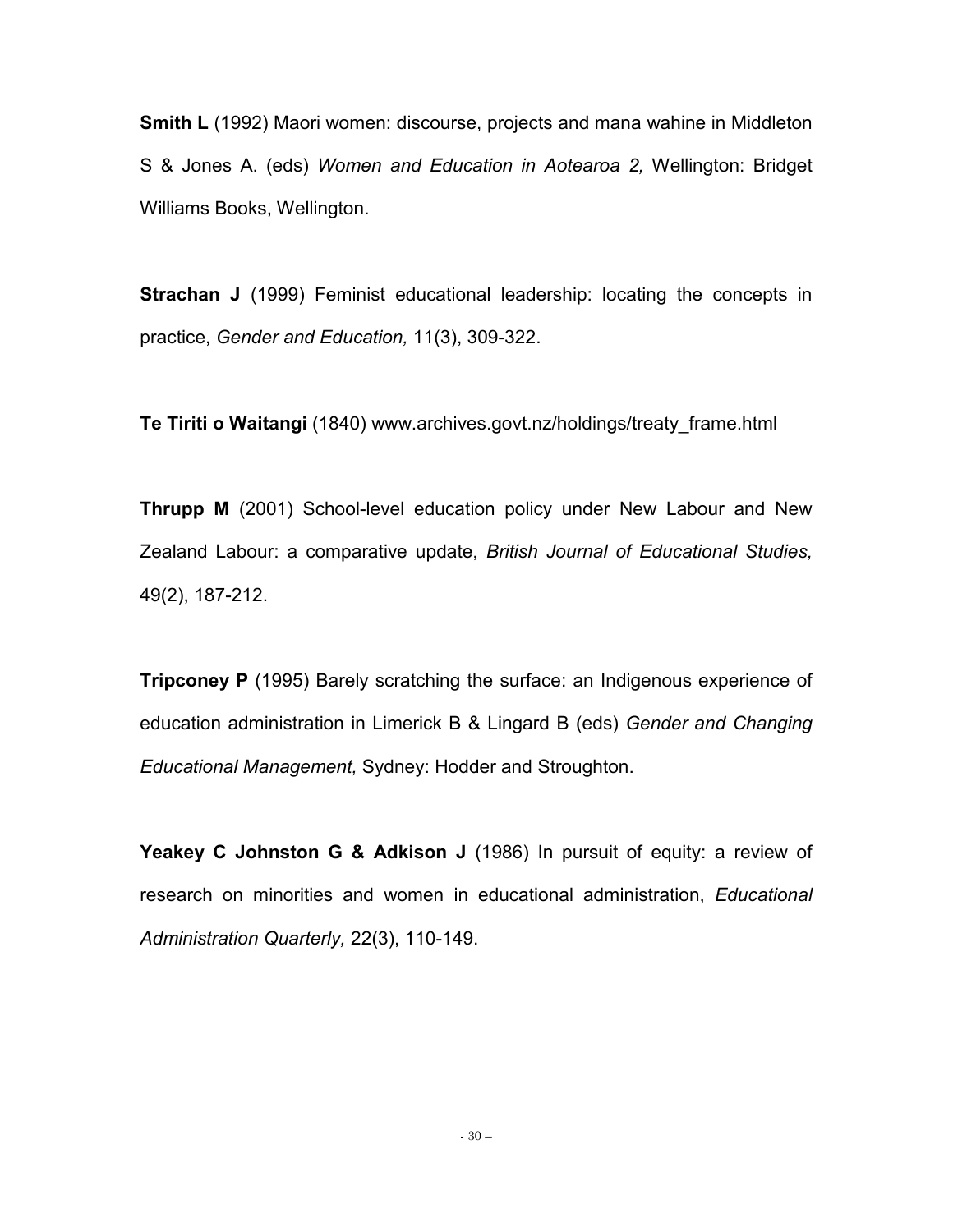**Smith L** (1992) Maori women: discourse, projects and mana wahine in Middleton S & Jones A. (eds) *Women and Education in Aotearoa 2,* Wellington: Bridget Williams Books, Wellington.

**Strachan J** (1999) Feminist educational leadership: locating the concepts in practice, *Gender and Education,* 11(3), 309-322.

**Te Tiriti o Waitangi** (1840) www.archives.govt.nz/holdings/treaty_frame.html

**Thrupp M** (2001) School-level education policy under New Labour and New Zealand Labour: a comparative update, *British Journal of Educational Studies,* 49(2), 187-212.

**Tripconey P** (1995) Barely scratching the surface: an Indigenous experience of education administration in Limerick B & Lingard B (eds) *Gender and Changing Educational Management,* Sydney: Hodder and Stroughton.

**Yeakey C Johnston G & Adkison J** (1986) In pursuit of equity: a review of research on minorities and women in educational administration, *Educational Administration Quarterly,* 22(3), 110-149.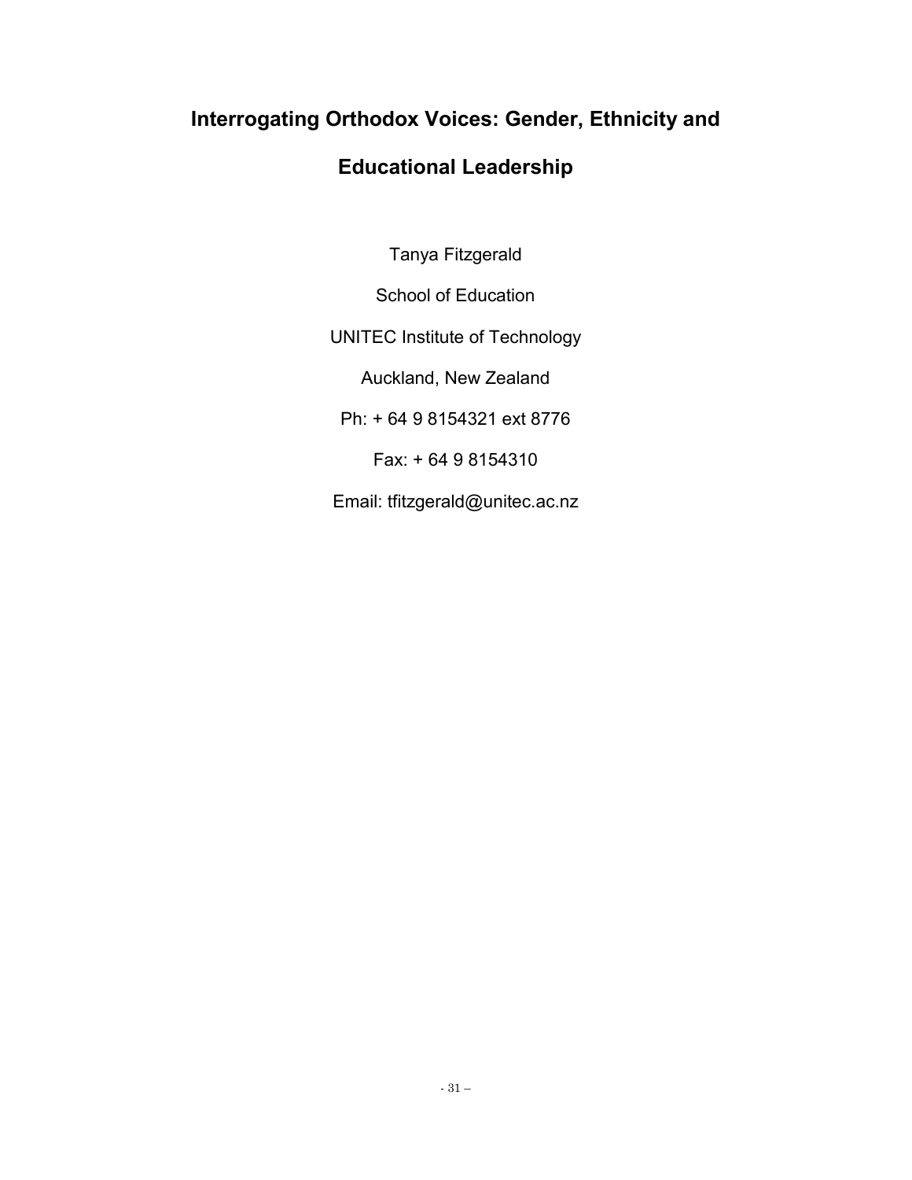# Interrogating Orthodox Voices: Gender, Ethnicity and Educational Leadership

Tanya Fitzgerald

School of Education

UNITEC Institute of Technology

Auckland, New Zealand

Ph: + 64 9 8154321 ext 8776

Fax: + 64 9 8154310

Email: tfitzgerald@unitec.ac.nz